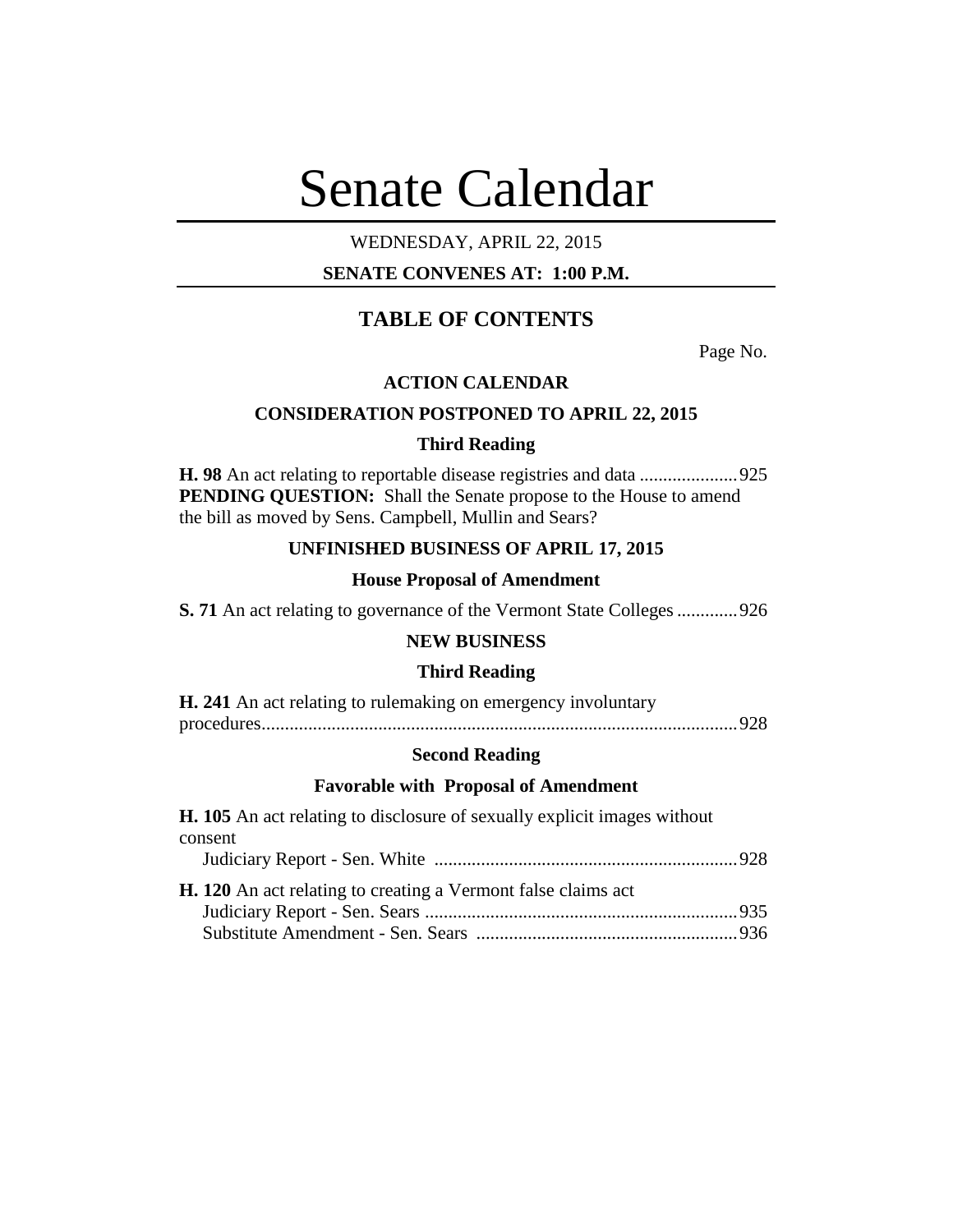# Senate Calendar

WEDNESDAY, APRIL 22, 2015

**SENATE CONVENES AT: 1:00 P.M.**

## TABLE OF CONTENTS

Page No.

### ACTION CALENDAR

### CONSIDERATION POSTPONED TO APRIL 22, 2015

#### Third Reading

**H. 98** An act relating to reportable disease registries and data ..................... 925
**PENDING QUESTION:** Shall the Senate propose to the House to amend the bill as moved by Sens. Campbell, Mullin and Sears?

### UNFINISHED BUSINESS OF APRIL 17, 2015

#### House Proposal of Amendment

**S. 71** An act relating to governance of the Vermont State Colleges ............. 926

### NEW BUSINESS

#### Third Reading

**H. 241** An act relating to rulemaking on emergency involuntary procedures...................................................................................................... 928

#### Second Reading

#### Favorable with Proposal of Amendment

**H. 105** An act relating to disclosure of sexually explicit images without consent
Judiciary Report - Sen. White ................................................................. 928

**H. 120** An act relating to creating a Vermont false claims act
Judiciary Report - Sen. Sears .................................................................. 935
Substitute Amendment - Sen. Sears ....................................................... 936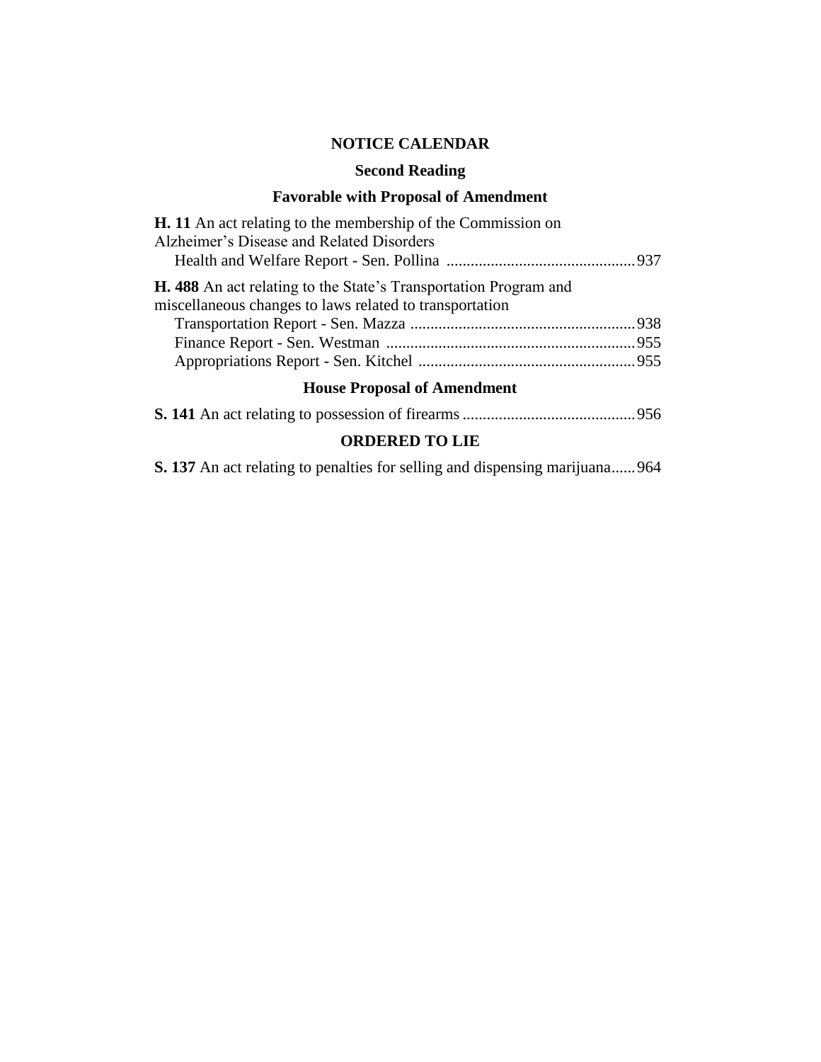## NOTICE CALENDAR

### Second Reading

### Favorable with Proposal of Amendment

**H. 11** An act relating to the membership of the Commission on Alzheimer's Disease and Related Disorders

Health and Welfare Report - Sen. Pollina ............................................... 937

**H. 488** An act relating to the State's Transportation Program and miscellaneous changes to laws related to transportation

Transportation Report - Sen. Mazza ........................................................ 938

Finance Report - Sen. Westman .............................................................. 955

Appropriations Report - Sen. Kitchel ...................................................... 955

### House Proposal of Amendment

**S. 141** An act relating to possession of firearms ........................................... 956

### ORDERED TO LIE

**S. 137** An act relating to penalties for selling and dispensing marijuana...... 964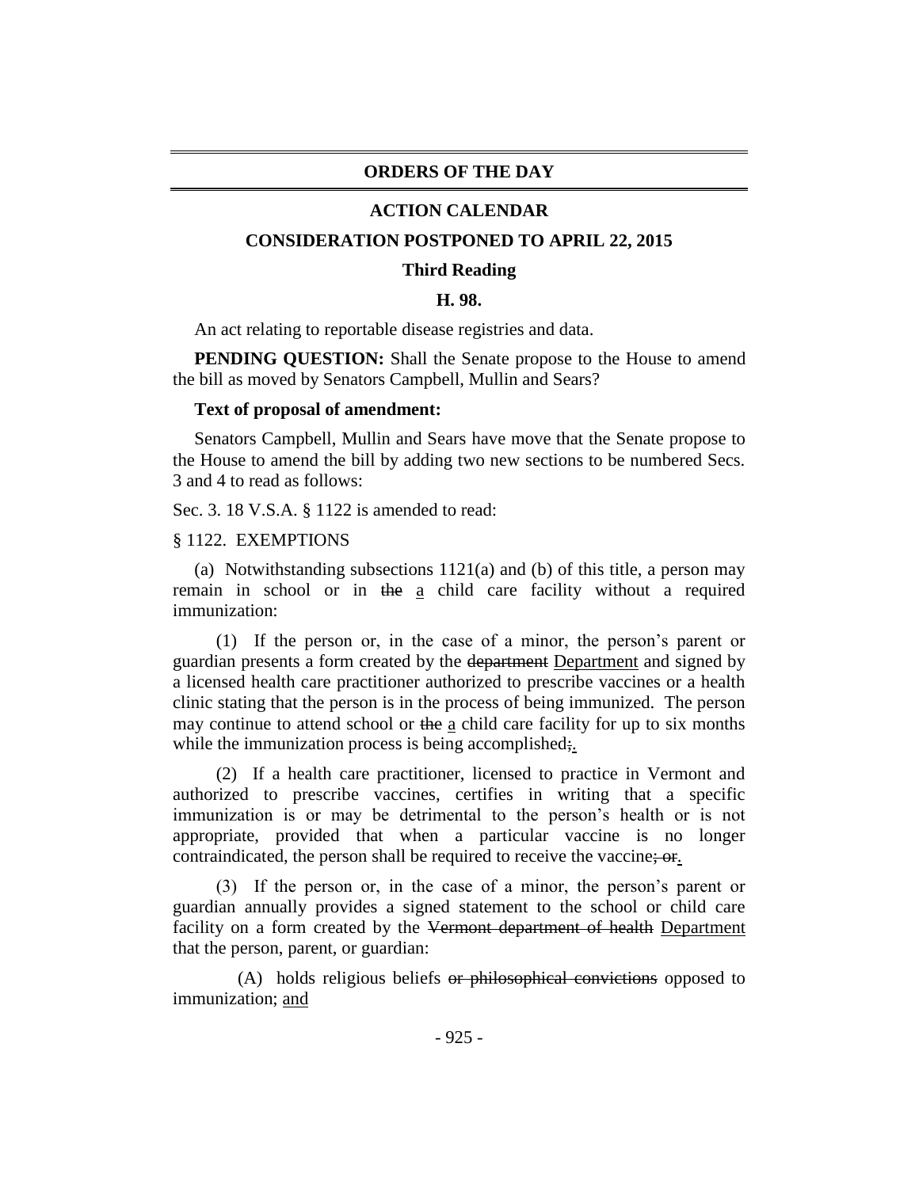# ORDERS OF THE DAY

## ACTION CALENDAR

### CONSIDERATION POSTPONED TO APRIL 22, 2015

#### Third Reading

#### H. 98.

An act relating to reportable disease registries and data.

**PENDING QUESTION:** Shall the Senate propose to the House to amend the bill as moved by Senators Campbell, Mullin and Sears?

**Text of proposal of amendment:**

Senators Campbell, Mullin and Sears have move that the Senate propose to the House to amend the bill by adding two new sections to be numbered Secs. 3 and 4 to read as follows:

Sec. 3. 18 V.S.A. § 1122 is amended to read:

§ 1122. EXEMPTIONS

(a) Notwithstanding subsections 1121(a) and (b) of this title, a person may remain in school or in ~~the~~ <u>a</u> child care facility without a required immunization:

(1) If the person or, in the case of a minor, the person's parent or guardian presents a form created by the ~~department~~ <u>Department</u> and signed by a licensed health care practitioner authorized to prescribe vaccines or a health clinic stating that the person is in the process of being immunized. The person may continue to attend school or ~~the~~ <u>a</u> child care facility for up to six months while the immunization process is being accomplished~~;~~<u>.</u>

(2) If a health care practitioner, licensed to practice in Vermont and authorized to prescribe vaccines, certifies in writing that a specific immunization is or may be detrimental to the person's health or is not appropriate, provided that when a particular vaccine is no longer contraindicated, the person shall be required to receive the vaccine~~; or~~<u>.</u>

(3) If the person or, in the case of a minor, the person's parent or guardian annually provides a signed statement to the school or child care facility on a form created by the ~~Vermont department of health~~ <u>Department</u> that the person, parent, or guardian:

(A) holds religious beliefs ~~or philosophical convictions~~ opposed to immunization; <u>and</u>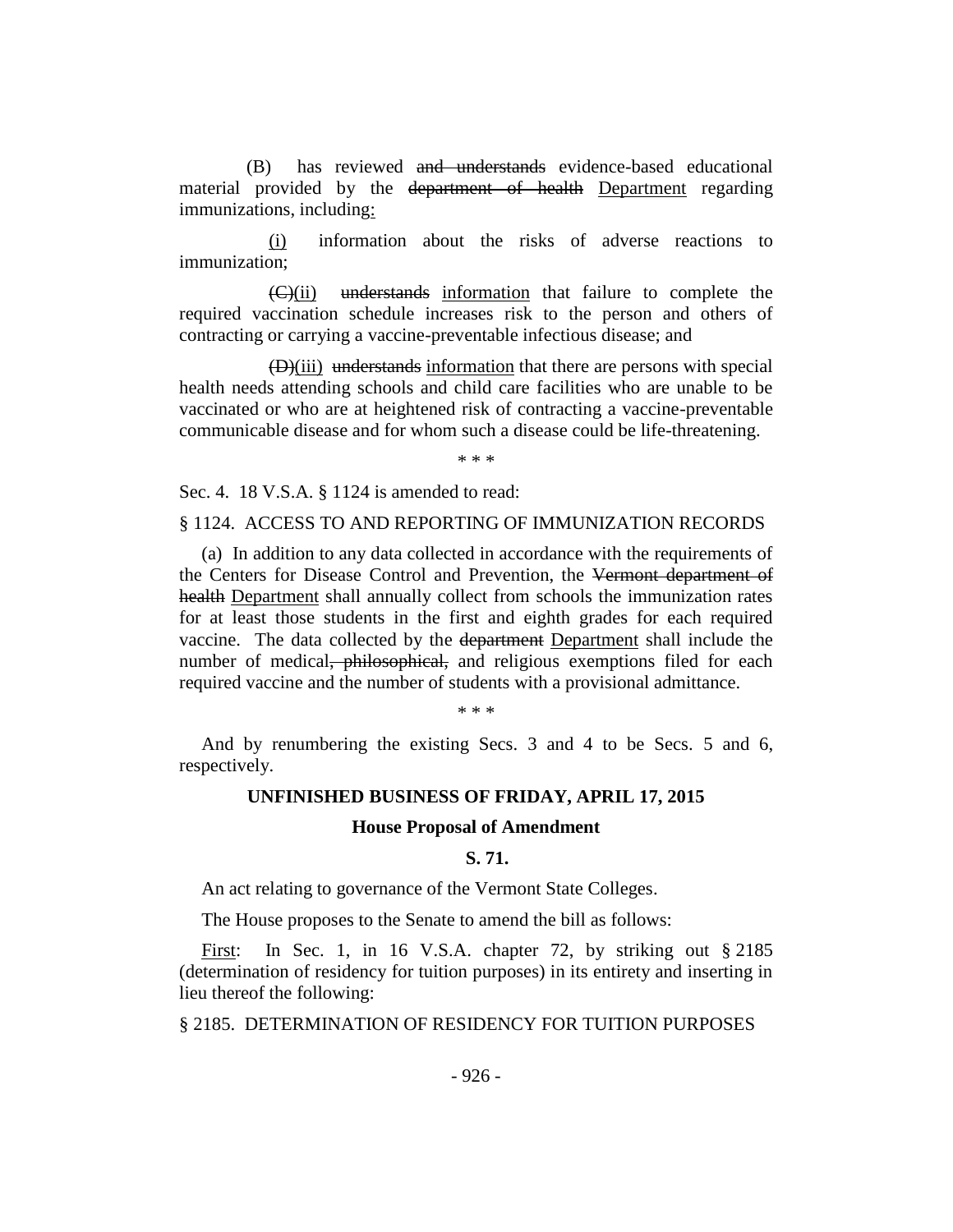(B) has reviewed ~~and understands~~ evidence-based educational material provided by the ~~department of health~~ <u>Department</u> regarding immunizations, including<u>:</u>

<u>(i)</u> information about the risks of adverse reactions to immunization;

~~(C)~~<u>(ii)</u> ~~understands~~ <u>information</u> that failure to complete the required vaccination schedule increases risk to the person and others of contracting or carrying a vaccine-preventable infectious disease; and

~~(D)~~<u>(iii)</u> ~~understands~~ <u>information</u> that there are persons with special health needs attending schools and child care facilities who are unable to be vaccinated or who are at heightened risk of contracting a vaccine-preventable communicable disease and for whom such a disease could be life-threatening.

\* \* \*

Sec. 4. 18 V.S.A. § 1124 is amended to read:

§ 1124. ACCESS TO AND REPORTING OF IMMUNIZATION RECORDS

(a) In addition to any data collected in accordance with the requirements of the Centers for Disease Control and Prevention, the ~~Vermont department of health~~ <u>Department</u> shall annually collect from schools the immunization rates for at least those students in the first and eighth grades for each required vaccine. The data collected by the ~~department~~ <u>Department</u> shall include the number of medical~~, philosophical,~~ and religious exemptions filed for each required vaccine and the number of students with a provisional admittance.

\* \* \*

And by renumbering the existing Secs. 3 and 4 to be Secs. 5 and 6, respectively.

**UNFINISHED BUSINESS OF FRIDAY, APRIL 17, 2015**

**House Proposal of Amendment**

**S. 71.**

An act relating to governance of the Vermont State Colleges.

The House proposes to the Senate to amend the bill as follows:

<u>First</u>: In Sec. 1, in 16 V.S.A. chapter 72, by striking out § 2185 (determination of residency for tuition purposes) in its entirety and inserting in lieu thereof the following:

§ 2185. DETERMINATION OF RESIDENCY FOR TUITION PURPOSES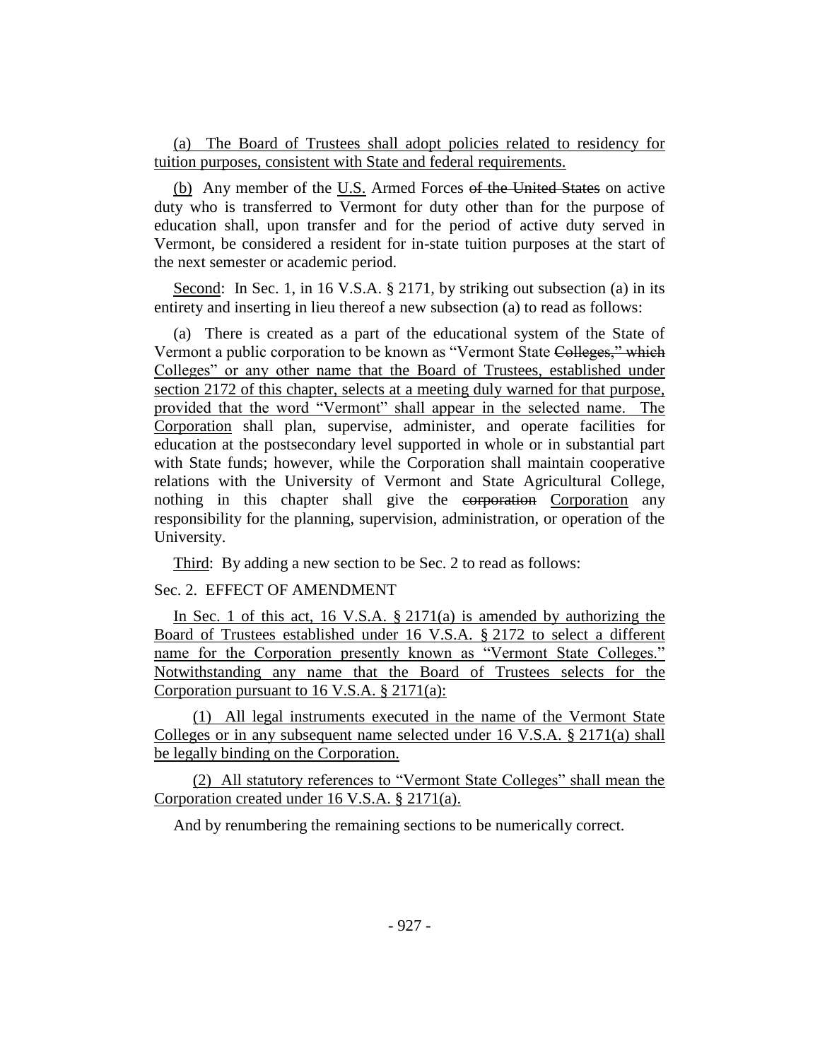(a) The Board of Trustees shall adopt policies related to residency for tuition purposes, consistent with State and federal requirements.

(b) Any member of the U.S. Armed Forces ~~of the United States~~ on active duty who is transferred to Vermont for duty other than for the purpose of education shall, upon transfer and for the period of active duty served in Vermont, be considered a resident for in-state tuition purposes at the start of the next semester or academic period.

Second: In Sec. 1, in 16 V.S.A. § 2171, by striking out subsection (a) in its entirety and inserting in lieu thereof a new subsection (a) to read as follows:

(a) There is created as a part of the educational system of the State of Vermont a public corporation to be known as "Vermont State ~~Colleges," which~~ Colleges" or any other name that the Board of Trustees, established under section 2172 of this chapter, selects at a meeting duly warned for that purpose, provided that the word "Vermont" shall appear in the selected name. The Corporation shall plan, supervise, administer, and operate facilities for education at the postsecondary level supported in whole or in substantial part with State funds; however, while the Corporation shall maintain cooperative relations with the University of Vermont and State Agricultural College, nothing in this chapter shall give the ~~corporation~~ Corporation any responsibility for the planning, supervision, administration, or operation of the University.

Third: By adding a new section to be Sec. 2 to read as follows:

Sec. 2. EFFECT OF AMENDMENT

In Sec. 1 of this act, 16 V.S.A. § 2171(a) is amended by authorizing the Board of Trustees established under 16 V.S.A. § 2172 to select a different name for the Corporation presently known as "Vermont State Colleges." Notwithstanding any name that the Board of Trustees selects for the Corporation pursuant to 16 V.S.A. § 2171(a):

(1) All legal instruments executed in the name of the Vermont State Colleges or in any subsequent name selected under 16 V.S.A. § 2171(a) shall be legally binding on the Corporation.

(2) All statutory references to "Vermont State Colleges" shall mean the Corporation created under 16 V.S.A. § 2171(a).

And by renumbering the remaining sections to be numerically correct.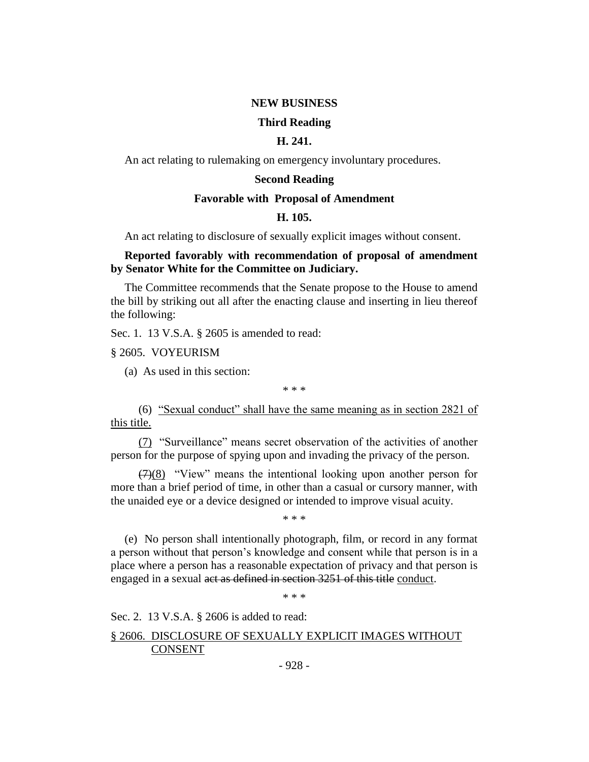**NEW BUSINESS**

**Third Reading**

**H. 241.**

An act relating to rulemaking on emergency involuntary procedures.

**Second Reading**

**Favorable with Proposal of Amendment**

**H. 105.**

An act relating to disclosure of sexually explicit images without consent.

**Reported favorably with recommendation of proposal of amendment by Senator White for the Committee on Judiciary.**

The Committee recommends that the Senate propose to the House to amend the bill by striking out all after the enacting clause and inserting in lieu thereof the following:

Sec. 1. 13 V.S.A. § 2605 is amended to read:

§ 2605. VOYEURISM

(a) As used in this section:

\* \* \*

(6) <u>"Sexual conduct" shall have the same meaning as in section 2821 of this title.</u>

<u>(7)</u> "Surveillance" means secret observation of the activities of another person for the purpose of spying upon and invading the privacy of the person.

~~(7)~~<u>(8)</u> "View" means the intentional looking upon another person for more than a brief period of time, in other than a casual or cursory manner, with the unaided eye or a device designed or intended to improve visual acuity.

\* \* \*

(e) No person shall intentionally photograph, film, or record in any format a person without that person's knowledge and consent while that person is in a place where a person has a reasonable expectation of privacy and that person is engaged in ~~a~~ sexual ~~act as defined in section 3251 of this title~~ <u>conduct</u>.

\* \* \*

Sec. 2. 13 V.S.A. § 2606 is added to read:

<u>§ 2606. DISCLOSURE OF SEXUALLY EXPLICIT IMAGES WITHOUT CONSENT</u>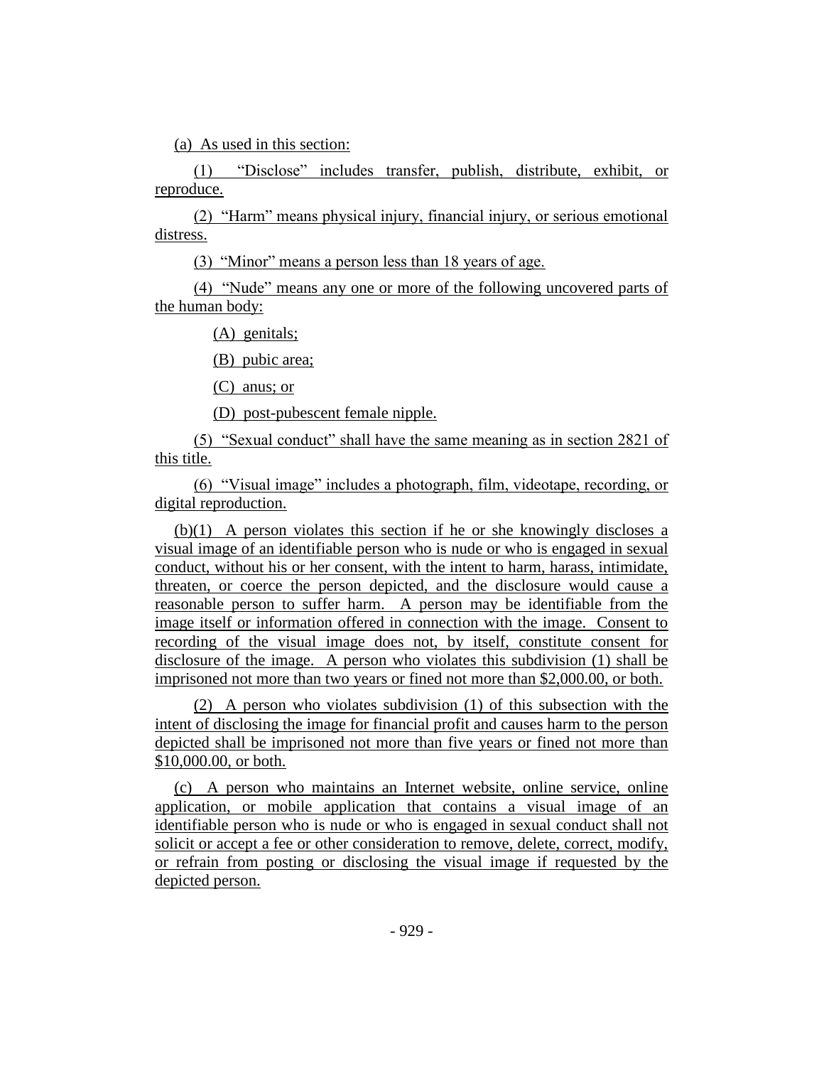(a) As used in this section:

(1) "Disclose" includes transfer, publish, distribute, exhibit, or reproduce.

(2) "Harm" means physical injury, financial injury, or serious emotional distress.

(3) "Minor" means a person less than 18 years of age.

(4) "Nude" means any one or more of the following uncovered parts of the human body:

(A) genitals;

(B) pubic area;

(C) anus; or

(D) post-pubescent female nipple.

(5) "Sexual conduct" shall have the same meaning as in section 2821 of this title.

(6) "Visual image" includes a photograph, film, videotape, recording, or digital reproduction.

(b)(1) A person violates this section if he or she knowingly discloses a visual image of an identifiable person who is nude or who is engaged in sexual conduct, without his or her consent, with the intent to harm, harass, intimidate, threaten, or coerce the person depicted, and the disclosure would cause a reasonable person to suffer harm. A person may be identifiable from the image itself or information offered in connection with the image. Consent to recording of the visual image does not, by itself, constitute consent for disclosure of the image. A person who violates this subdivision (1) shall be imprisoned not more than two years or fined not more than $2,000.00, or both.

(2) A person who violates subdivision (1) of this subsection with the intent of disclosing the image for financial profit and causes harm to the person depicted shall be imprisoned not more than five years or fined not more than $10,000.00, or both.

(c) A person who maintains an Internet website, online service, online application, or mobile application that contains a visual image of an identifiable person who is nude or who is engaged in sexual conduct shall not solicit or accept a fee or other consideration to remove, delete, correct, modify, or refrain from posting or disclosing the visual image if requested by the depicted person.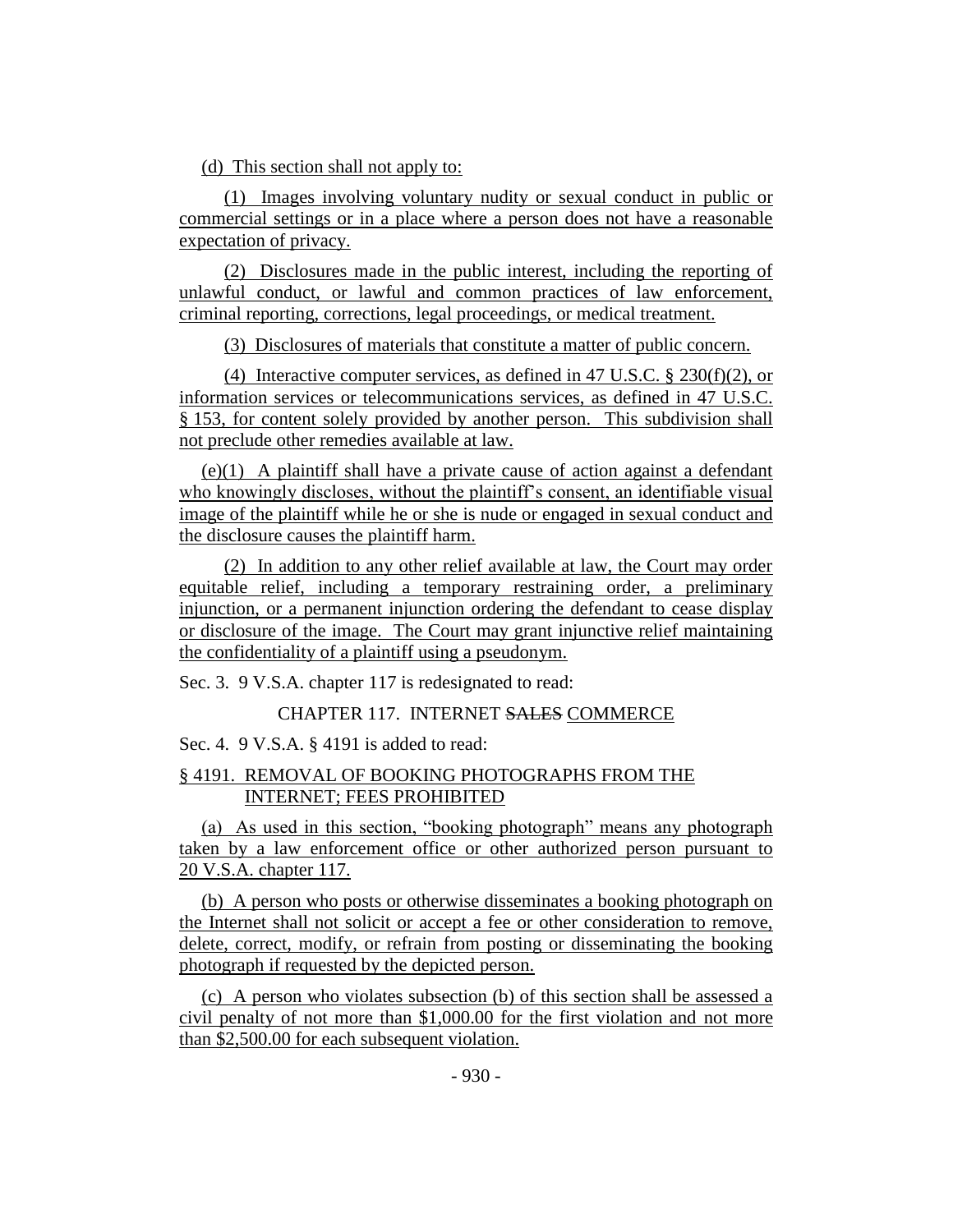(d) This section shall not apply to:

(1) Images involving voluntary nudity or sexual conduct in public or commercial settings or in a place where a person does not have a reasonable expectation of privacy.

(2) Disclosures made in the public interest, including the reporting of unlawful conduct, or lawful and common practices of law enforcement, criminal reporting, corrections, legal proceedings, or medical treatment.

(3) Disclosures of materials that constitute a matter of public concern.

(4) Interactive computer services, as defined in 47 U.S.C. § 230(f)(2), or information services or telecommunications services, as defined in 47 U.S.C. § 153, for content solely provided by another person. This subdivision shall not preclude other remedies available at law.

(e)(1) A plaintiff shall have a private cause of action against a defendant who knowingly discloses, without the plaintiff's consent, an identifiable visual image of the plaintiff while he or she is nude or engaged in sexual conduct and the disclosure causes the plaintiff harm.

(2) In addition to any other relief available at law, the Court may order equitable relief, including a temporary restraining order, a preliminary injunction, or a permanent injunction ordering the defendant to cease display or disclosure of the image. The Court may grant injunctive relief maintaining the confidentiality of a plaintiff using a pseudonym.

Sec. 3. 9 V.S.A. chapter 117 is redesignated to read:

CHAPTER 117. INTERNET ~~SALES~~ COMMERCE

Sec. 4. 9 V.S.A. § 4191 is added to read:

§ 4191. REMOVAL OF BOOKING PHOTOGRAPHS FROM THE INTERNET; FEES PROHIBITED

(a) As used in this section, "booking photograph" means any photograph taken by a law enforcement office or other authorized person pursuant to 20 V.S.A. chapter 117.

(b) A person who posts or otherwise disseminates a booking photograph on the Internet shall not solicit or accept a fee or other consideration to remove, delete, correct, modify, or refrain from posting or disseminating the booking photograph if requested by the depicted person.

(c) A person who violates subsection (b) of this section shall be assessed a civil penalty of not more than $1,000.00 for the first violation and not more than $2,500.00 for each subsequent violation.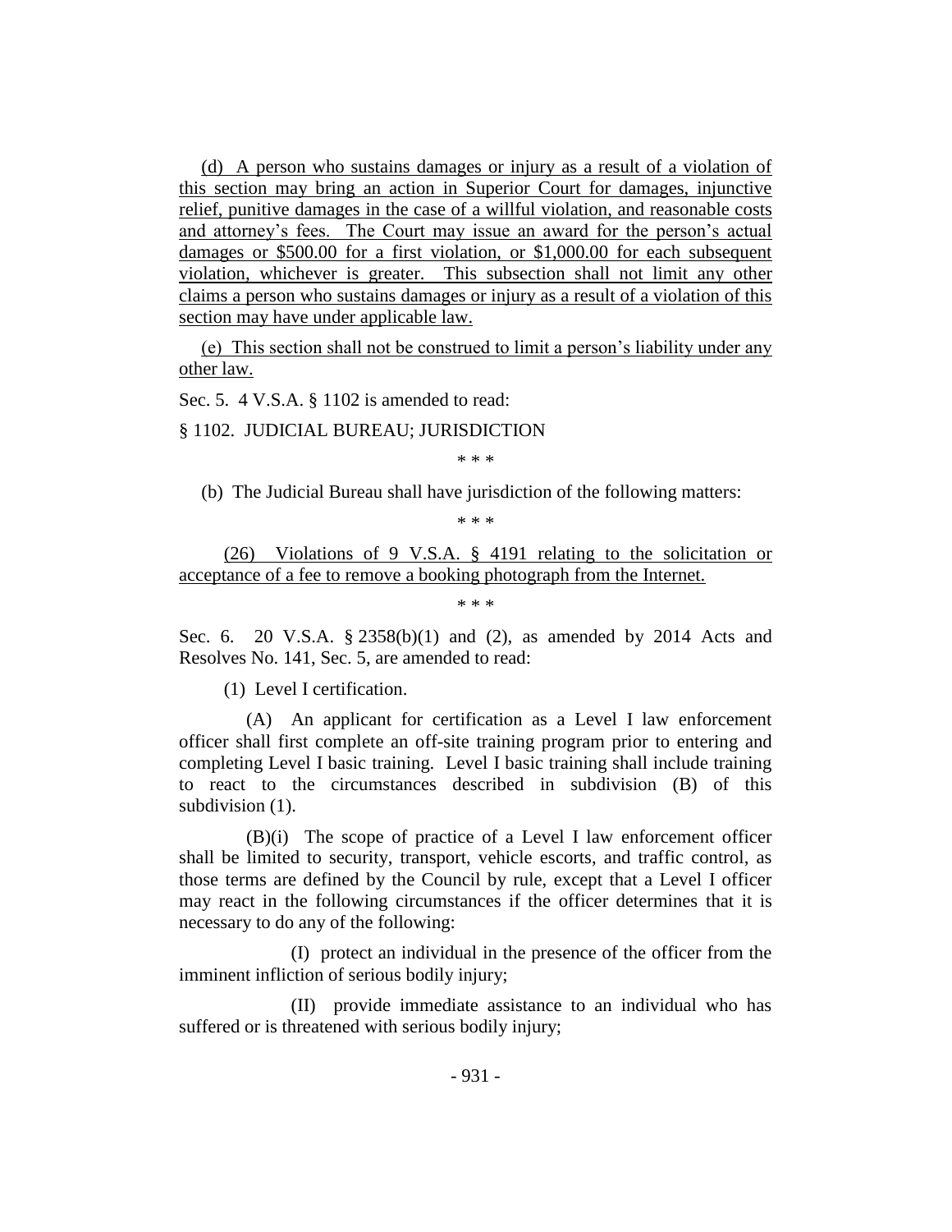(d) A person who sustains damages or injury as a result of a violation of this section may bring an action in Superior Court for damages, injunctive relief, punitive damages in the case of a willful violation, and reasonable costs and attorney's fees. The Court may issue an award for the person's actual damages or $500.00 for a first violation, or $1,000.00 for each subsequent violation, whichever is greater. This subsection shall not limit any other claims a person who sustains damages or injury as a result of a violation of this section may have under applicable law.

(e) This section shall not be construed to limit a person's liability under any other law.

Sec. 5. 4 V.S.A. § 1102 is amended to read:

§ 1102. JUDICIAL BUREAU; JURISDICTION

\* \* \*

(b) The Judicial Bureau shall have jurisdiction of the following matters:

\* \* \*

(26) Violations of 9 V.S.A. § 4191 relating to the solicitation or acceptance of a fee to remove a booking photograph from the Internet.

\* \* \*

Sec. 6. 20 V.S.A. § 2358(b)(1) and (2), as amended by 2014 Acts and Resolves No. 141, Sec. 5, are amended to read:

(1) Level I certification.

(A) An applicant for certification as a Level I law enforcement officer shall first complete an off-site training program prior to entering and completing Level I basic training. Level I basic training shall include training to react to the circumstances described in subdivision (B) of this subdivision (1).

(B)(i) The scope of practice of a Level I law enforcement officer shall be limited to security, transport, vehicle escorts, and traffic control, as those terms are defined by the Council by rule, except that a Level I officer may react in the following circumstances if the officer determines that it is necessary to do any of the following:

(I) protect an individual in the presence of the officer from the imminent infliction of serious bodily injury;

(II) provide immediate assistance to an individual who has suffered or is threatened with serious bodily injury;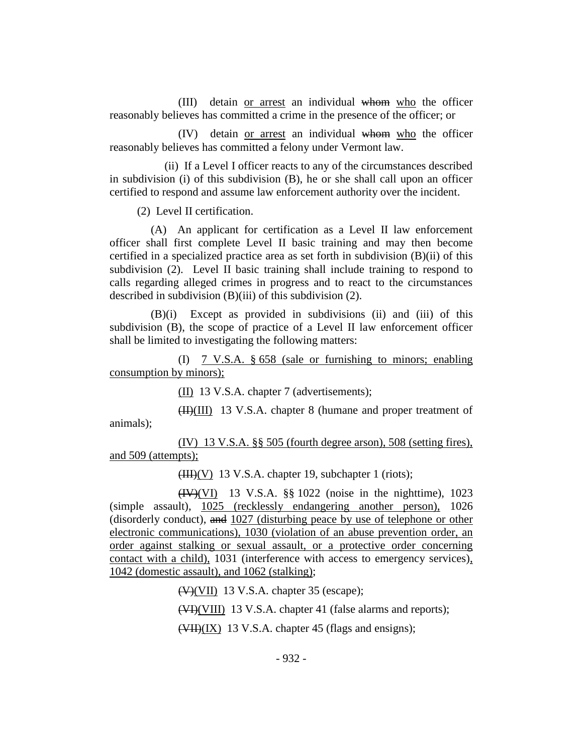(III) detain <u>or arrest</u> an individual ~~whom~~ <u>who</u> the officer reasonably believes has committed a crime in the presence of the officer; or

(IV) detain <u>or arrest</u> an individual ~~whom~~ <u>who</u> the officer reasonably believes has committed a felony under Vermont law.

(ii) If a Level I officer reacts to any of the circumstances described in subdivision (i) of this subdivision (B), he or she shall call upon an officer certified to respond and assume law enforcement authority over the incident.

(2) Level II certification.

(A) An applicant for certification as a Level II law enforcement officer shall first complete Level II basic training and may then become certified in a specialized practice area as set forth in subdivision (B)(ii) of this subdivision (2). Level II basic training shall include training to respond to calls regarding alleged crimes in progress and to react to the circumstances described in subdivision (B)(iii) of this subdivision (2).

(B)(i) Except as provided in subdivisions (ii) and (iii) of this subdivision (B), the scope of practice of a Level II law enforcement officer shall be limited to investigating the following matters:

(I) <u>7 V.S.A. § 658 (sale or furnishing to minors; enabling consumption by minors);</u>

<u>(II)</u> 13 V.S.A. chapter 7 (advertisements);

~~(II)~~<u>(III)</u> 13 V.S.A. chapter 8 (humane and proper treatment of animals);

<u>(IV) 13 V.S.A. §§ 505 (fourth degree arson), 508 (setting fires), and 509 (attempts);</u>

~~(III)~~<u>(V)</u> 13 V.S.A. chapter 19, subchapter 1 (riots);

~~(IV)~~<u>(VI)</u> 13 V.S.A. §§ 1022 (noise in the nighttime), 1023 (simple assault), <u>1025 (recklessly endangering another person),</u> 1026 (disorderly conduct), ~~and~~ <u>1027 (disturbing peace by use of telephone or other electronic communications), 1030 (violation of an abuse prevention order, an order against stalking or sexual assault, or a protective order concerning contact with a child),</u> 1031 (interference with access to emergency services)<u>, 1042 (domestic assault), and 1062 (stalking)</u>;

~~(V)~~<u>(VII)</u> 13 V.S.A. chapter 35 (escape);

~~(VI)~~<u>(VIII)</u> 13 V.S.A. chapter 41 (false alarms and reports);

~~(VII)~~<u>(IX)</u> 13 V.S.A. chapter 45 (flags and ensigns);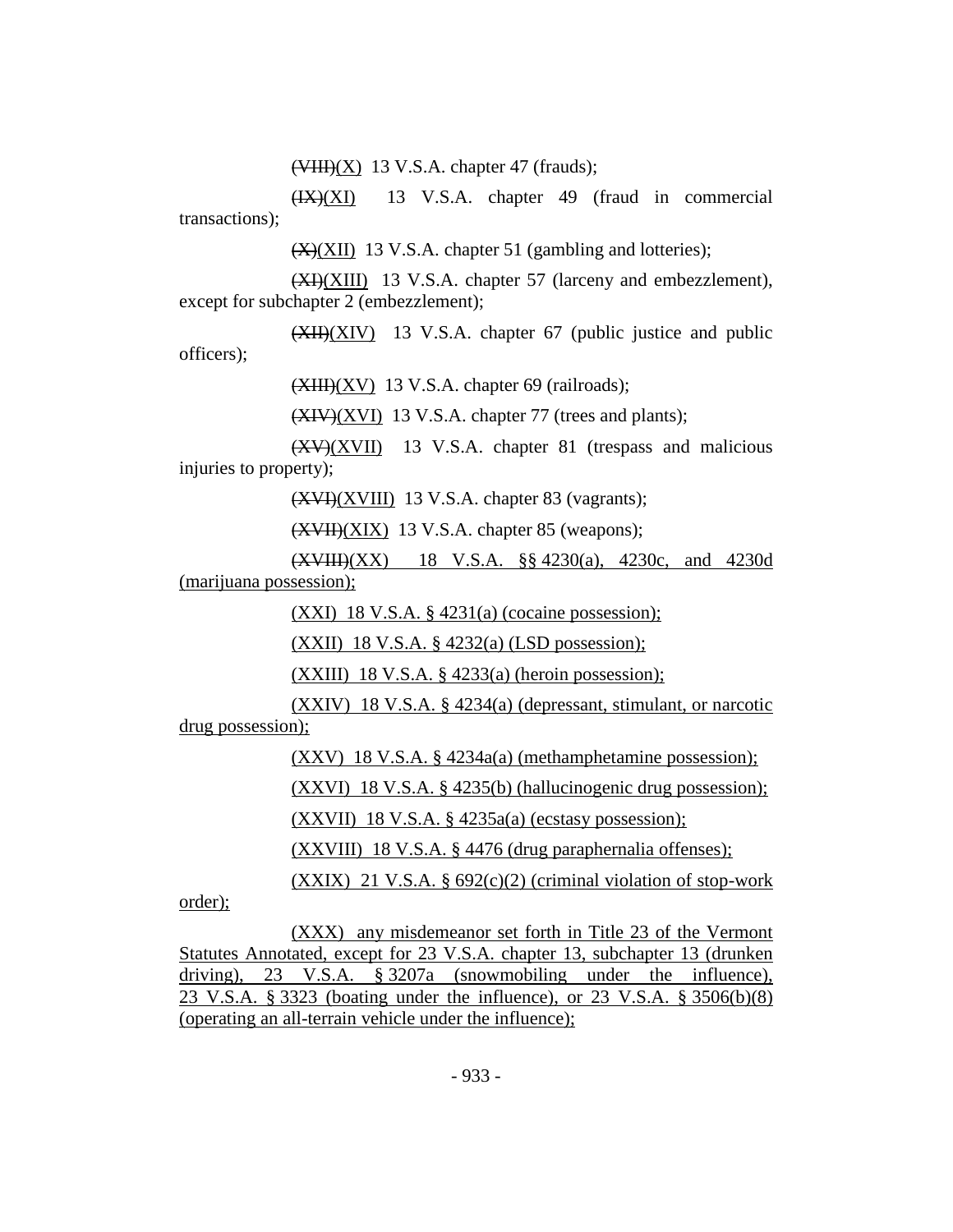~~(VIII)~~(X) 13 V.S.A. chapter 47 (frauds);

~~(IX)~~(XI) 13 V.S.A. chapter 49 (fraud in commercial transactions);

~~(X)~~(XII) 13 V.S.A. chapter 51 (gambling and lotteries);

~~(XI)~~(XIII) 13 V.S.A. chapter 57 (larceny and embezzlement), except for subchapter 2 (embezzlement);

~~(XII)~~(XIV) 13 V.S.A. chapter 67 (public justice and public officers);

~~(XIII)~~(XV) 13 V.S.A. chapter 69 (railroads);

~~(XIV)~~(XVI) 13 V.S.A. chapter 77 (trees and plants);

~~(XV)~~(XVII) 13 V.S.A. chapter 81 (trespass and malicious injuries to property);

~~(XVI)~~(XVIII) 13 V.S.A. chapter 83 (vagrants);

~~(XVII)~~(XIX) 13 V.S.A. chapter 85 (weapons);

~~(XVIII)~~(XX) 18 V.S.A. §§ 4230(a), 4230c, and 4230d (marijuana possession);

(XXI) 18 V.S.A. § 4231(a) (cocaine possession);

(XXII) 18 V.S.A. § 4232(a) (LSD possession);

(XXIII) 18 V.S.A. § 4233(a) (heroin possession);

(XXIV) 18 V.S.A. § 4234(a) (depressant, stimulant, or narcotic drug possession);

(XXV) 18 V.S.A. § 4234a(a) (methamphetamine possession);

(XXVI) 18 V.S.A. § 4235(b) (hallucinogenic drug possession);

(XXVII) 18 V.S.A. § 4235a(a) (ecstasy possession);

(XXVIII) 18 V.S.A. § 4476 (drug paraphernalia offenses);

(XXIX) 21 V.S.A. § 692(c)(2) (criminal violation of stop-work order);

(XXX) any misdemeanor set forth in Title 23 of the Vermont Statutes Annotated, except for 23 V.S.A. chapter 13, subchapter 13 (drunken driving), 23 V.S.A. § 3207a (snowmobiling under the influence), 23 V.S.A. § 3323 (boating under the influence), or 23 V.S.A. § 3506(b)(8) (operating an all-terrain vehicle under the influence);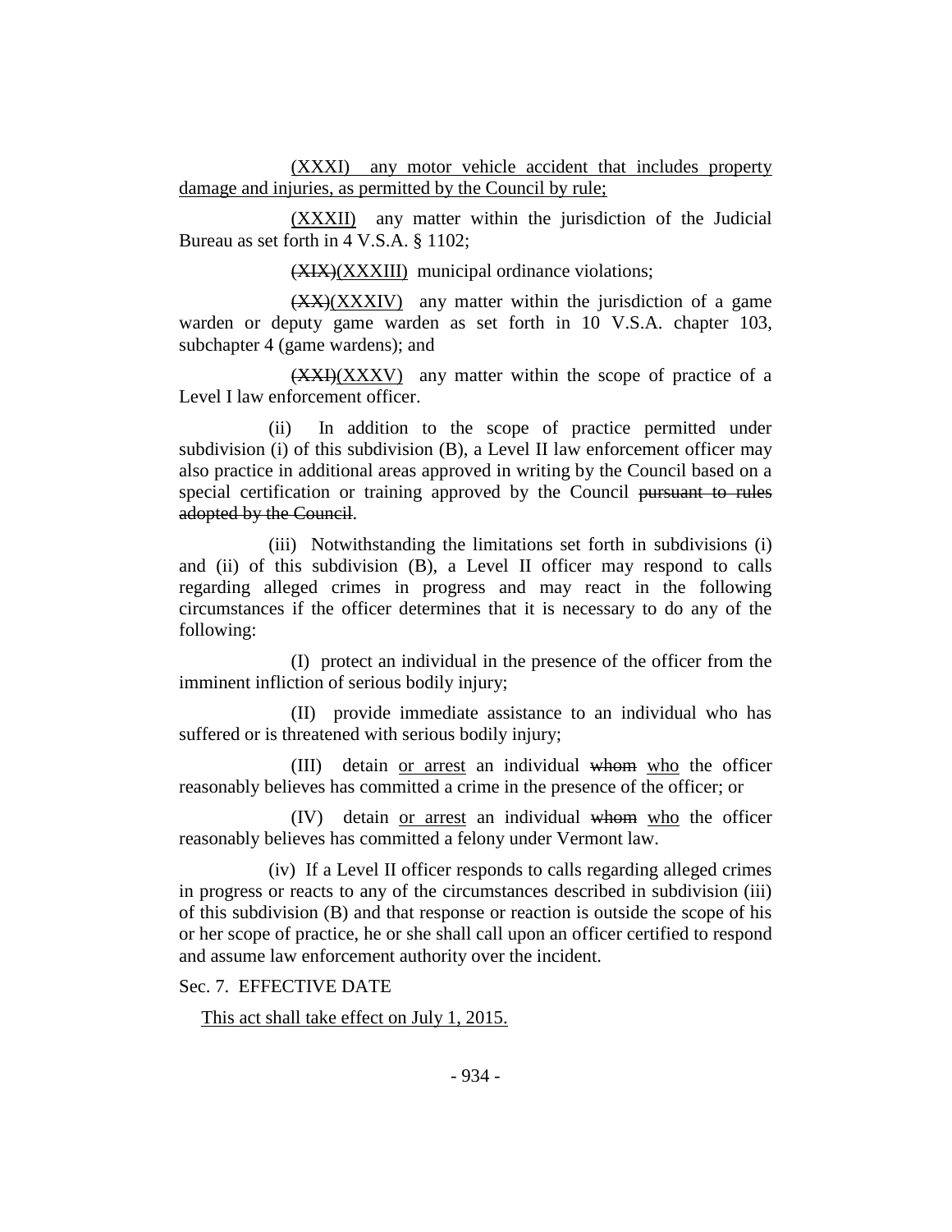(XXXI) any motor vehicle accident that includes property damage and injuries, as permitted by the Council by rule;

(XXXII) any matter within the jurisdiction of the Judicial Bureau as set forth in 4 V.S.A. § 1102;

~~(XIX)~~(XXXIII) municipal ordinance violations;

~~(XX)~~(XXXIV) any matter within the jurisdiction of a game warden or deputy game warden as set forth in 10 V.S.A. chapter 103, subchapter 4 (game wardens); and

~~(XXI)~~(XXXV) any matter within the scope of practice of a Level I law enforcement officer.

(ii) In addition to the scope of practice permitted under subdivision (i) of this subdivision (B), a Level II law enforcement officer may also practice in additional areas approved in writing by the Council based on a special certification or training approved by the Council ~~pursuant to rules adopted by the Council~~.

(iii) Notwithstanding the limitations set forth in subdivisions (i) and (ii) of this subdivision (B), a Level II officer may respond to calls regarding alleged crimes in progress and may react in the following circumstances if the officer determines that it is necessary to do any of the following:

(I) protect an individual in the presence of the officer from the imminent infliction of serious bodily injury;

(II) provide immediate assistance to an individual who has suffered or is threatened with serious bodily injury;

(III) detain or arrest an individual ~~whom~~ who the officer reasonably believes has committed a crime in the presence of the officer; or

(IV) detain or arrest an individual ~~whom~~ who the officer reasonably believes has committed a felony under Vermont law.

(iv) If a Level II officer responds to calls regarding alleged crimes in progress or reacts to any of the circumstances described in subdivision (iii) of this subdivision (B) and that response or reaction is outside the scope of his or her scope of practice, he or she shall call upon an officer certified to respond and assume law enforcement authority over the incident.

Sec. 7. EFFECTIVE DATE

This act shall take effect on July 1, 2015.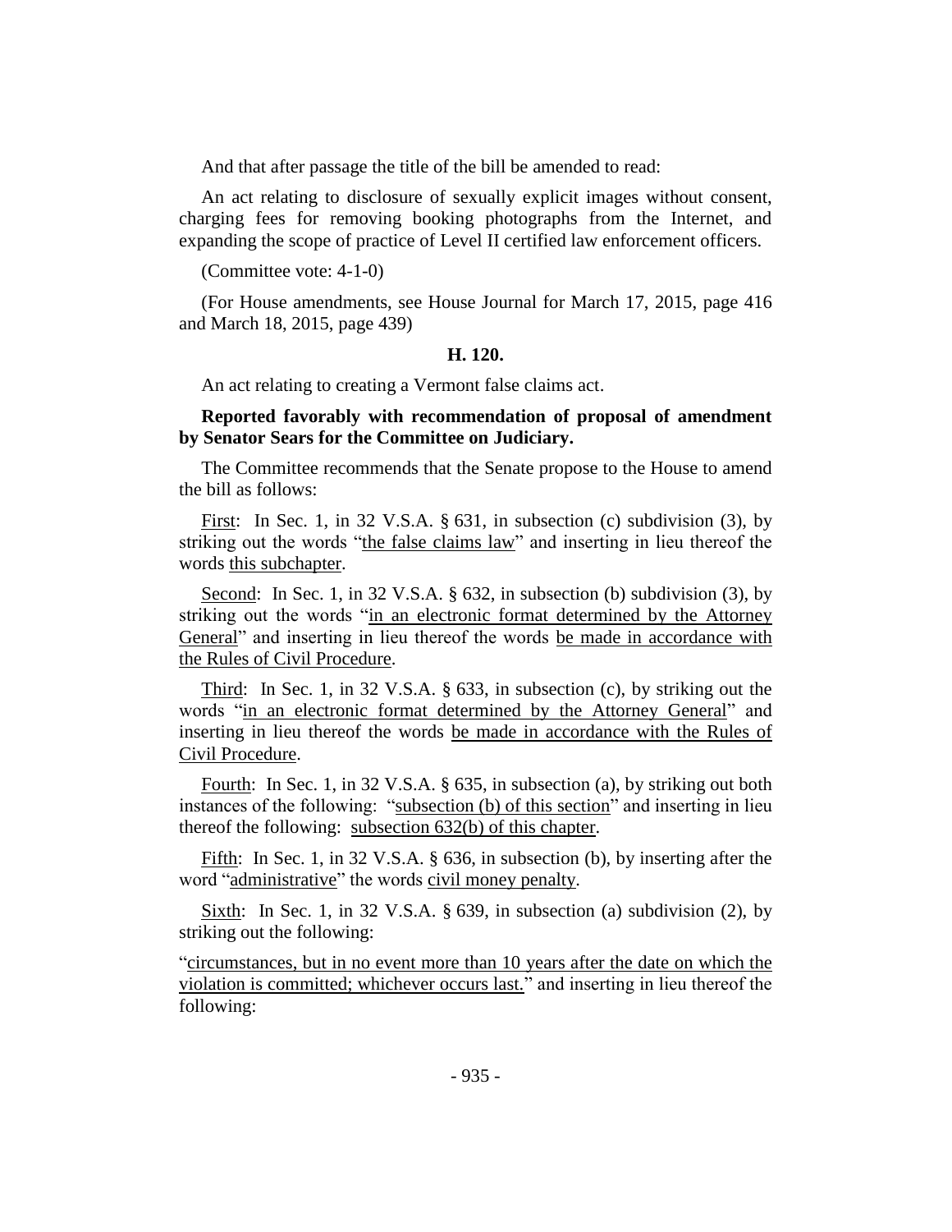And that after passage the title of the bill be amended to read:

An act relating to disclosure of sexually explicit images without consent, charging fees for removing booking photographs from the Internet, and expanding the scope of practice of Level II certified law enforcement officers.

(Committee vote: 4-1-0)

(For House amendments, see House Journal for March 17, 2015, page 416 and March 18, 2015, page 439)

**H. 120.**

An act relating to creating a Vermont false claims act.

**Reported favorably with recommendation of proposal of amendment by Senator Sears for the Committee on Judiciary.**

The Committee recommends that the Senate propose to the House to amend the bill as follows:

First: In Sec. 1, in 32 V.S.A. § 631, in subsection (c) subdivision (3), by striking out the words "the false claims law" and inserting in lieu thereof the words this subchapter.

Second: In Sec. 1, in 32 V.S.A. § 632, in subsection (b) subdivision (3), by striking out the words "in an electronic format determined by the Attorney General" and inserting in lieu thereof the words be made in accordance with the Rules of Civil Procedure.

Third: In Sec. 1, in 32 V.S.A. § 633, in subsection (c), by striking out the words "in an electronic format determined by the Attorney General" and inserting in lieu thereof the words be made in accordance with the Rules of Civil Procedure.

Fourth: In Sec. 1, in 32 V.S.A. § 635, in subsection (a), by striking out both instances of the following: "subsection (b) of this section" and inserting in lieu thereof the following: subsection 632(b) of this chapter.

Fifth: In Sec. 1, in 32 V.S.A. § 636, in subsection (b), by inserting after the word "administrative" the words civil money penalty.

Sixth: In Sec. 1, in 32 V.S.A. § 639, in subsection (a) subdivision (2), by striking out the following:

"circumstances, but in no event more than 10 years after the date on which the violation is committed; whichever occurs last." and inserting in lieu thereof the following: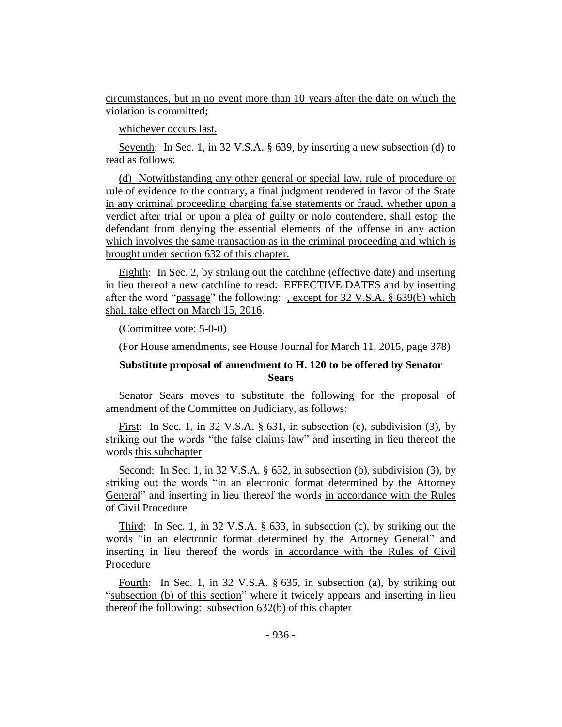circumstances, but in no event more than 10 years after the date on which the violation is committed;

whichever occurs last.

Seventh: In Sec. 1, in 32 V.S.A. § 639, by inserting a new subsection (d) to read as follows:

(d) Notwithstanding any other general or special law, rule of procedure or rule of evidence to the contrary, a final judgment rendered in favor of the State in any criminal proceeding charging false statements or fraud, whether upon a verdict after trial or upon a plea of guilty or nolo contendere, shall estop the defendant from denying the essential elements of the offense in any action which involves the same transaction as in the criminal proceeding and which is brought under section 632 of this chapter.

Eighth: In Sec. 2, by striking out the catchline (effective date) and inserting in lieu thereof a new catchline to read: EFFECTIVE DATES and by inserting after the word "passage" the following: , except for 32 V.S.A. § 639(b) which shall take effect on March 15, 2016.

(Committee vote: 5-0-0)

(For House amendments, see House Journal for March 11, 2015, page 378)

**Substitute proposal of amendment to H. 120 to be offered by Senator Sears**

Senator Sears moves to substitute the following for the proposal of amendment of the Committee on Judiciary, as follows:

First: In Sec. 1, in 32 V.S.A. § 631, in subsection (c), subdivision (3), by striking out the words "the false claims law" and inserting in lieu thereof the words this subchapter

Second: In Sec. 1, in 32 V.S.A. § 632, in subsection (b), subdivision (3), by striking out the words "in an electronic format determined by the Attorney General" and inserting in lieu thereof the words in accordance with the Rules of Civil Procedure

Third: In Sec. 1, in 32 V.S.A. § 633, in subsection (c), by striking out the words "in an electronic format determined by the Attorney General" and inserting in lieu thereof the words in accordance with the Rules of Civil Procedure

Fourth: In Sec. 1, in 32 V.S.A. § 635, in subsection (a), by striking out "subsection (b) of this section" where it twicely appears and inserting in lieu thereof the following: subsection 632(b) of this chapter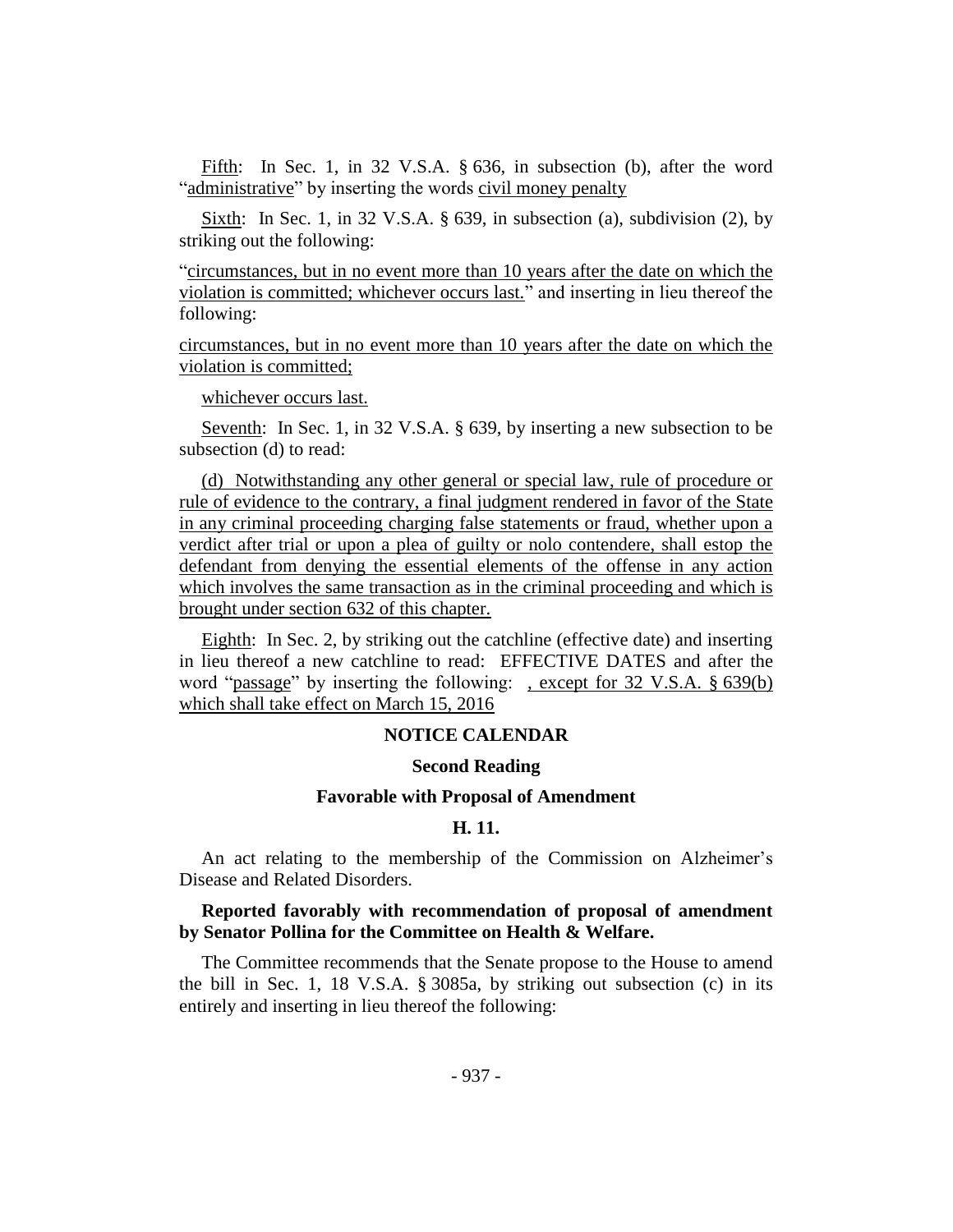Fifth: In Sec. 1, in 32 V.S.A. § 636, in subsection (b), after the word "administrative" by inserting the words civil money penalty

Sixth: In Sec. 1, in 32 V.S.A. § 639, in subsection (a), subdivision (2), by striking out the following:

"circumstances, but in no event more than 10 years after the date on which the violation is committed; whichever occurs last." and inserting in lieu thereof the following:

circumstances, but in no event more than 10 years after the date on which the violation is committed;

whichever occurs last.

Seventh: In Sec. 1, in 32 V.S.A. § 639, by inserting a new subsection to be subsection (d) to read:

(d) Notwithstanding any other general or special law, rule of procedure or rule of evidence to the contrary, a final judgment rendered in favor of the State in any criminal proceeding charging false statements or fraud, whether upon a verdict after trial or upon a plea of guilty or nolo contendere, shall estop the defendant from denying the essential elements of the offense in any action which involves the same transaction as in the criminal proceeding and which is brought under section 632 of this chapter.

Eighth: In Sec. 2, by striking out the catchline (effective date) and inserting in lieu thereof a new catchline to read: EFFECTIVE DATES and after the word "passage" by inserting the following: , except for 32 V.S.A. § 639(b) which shall take effect on March 15, 2016

## NOTICE CALENDAR

### Second Reading

### Favorable with Proposal of Amendment

### H. 11.

An act relating to the membership of the Commission on Alzheimer's Disease and Related Disorders.

**Reported favorably with recommendation of proposal of amendment by Senator Pollina for the Committee on Health & Welfare.**

The Committee recommends that the Senate propose to the House to amend the bill in Sec. 1, 18 V.S.A. § 3085a, by striking out subsection (c) in its entirely and inserting in lieu thereof the following: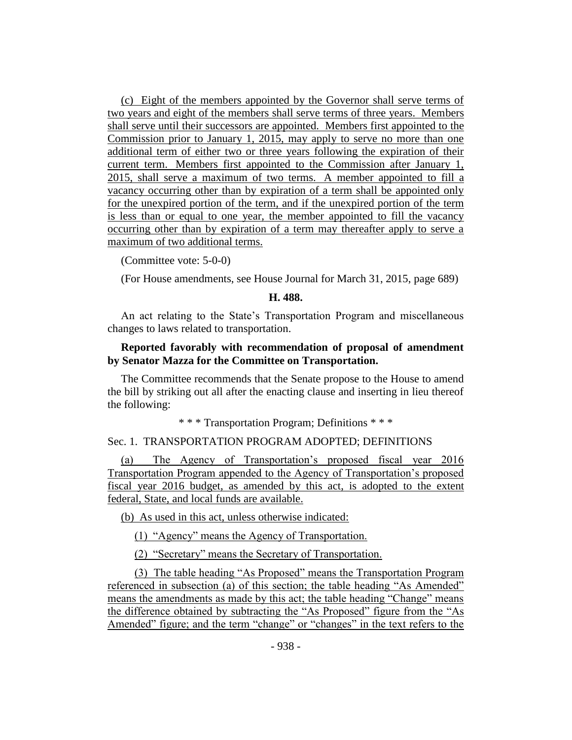(c) Eight of the members appointed by the Governor shall serve terms of two years and eight of the members shall serve terms of three years. Members shall serve until their successors are appointed. Members first appointed to the Commission prior to January 1, 2015, may apply to serve no more than one additional term of either two or three years following the expiration of their current term. Members first appointed to the Commission after January 1, 2015, shall serve a maximum of two terms. A member appointed to fill a vacancy occurring other than by expiration of a term shall be appointed only for the unexpired portion of the term, and if the unexpired portion of the term is less than or equal to one year, the member appointed to fill the vacancy occurring other than by expiration of a term may thereafter apply to serve a maximum of two additional terms.

(Committee vote: 5-0-0)

(For House amendments, see House Journal for March 31, 2015, page 689)

**H. 488.**

An act relating to the State's Transportation Program and miscellaneous changes to laws related to transportation.

**Reported favorably with recommendation of proposal of amendment by Senator Mazza for the Committee on Transportation.**

The Committee recommends that the Senate propose to the House to amend the bill by striking out all after the enacting clause and inserting in lieu thereof the following:

* * * Transportation Program; Definitions * * *

Sec. 1. TRANSPORTATION PROGRAM ADOPTED; DEFINITIONS

(a) The Agency of Transportation's proposed fiscal year 2016 Transportation Program appended to the Agency of Transportation's proposed fiscal year 2016 budget, as amended by this act, is adopted to the extent federal, State, and local funds are available.

(b) As used in this act, unless otherwise indicated:

(1) "Agency" means the Agency of Transportation.

(2) "Secretary" means the Secretary of Transportation.

(3) The table heading "As Proposed" means the Transportation Program referenced in subsection (a) of this section; the table heading "As Amended" means the amendments as made by this act; the table heading "Change" means the difference obtained by subtracting the "As Proposed" figure from the "As Amended" figure; and the term "change" or "changes" in the text refers to the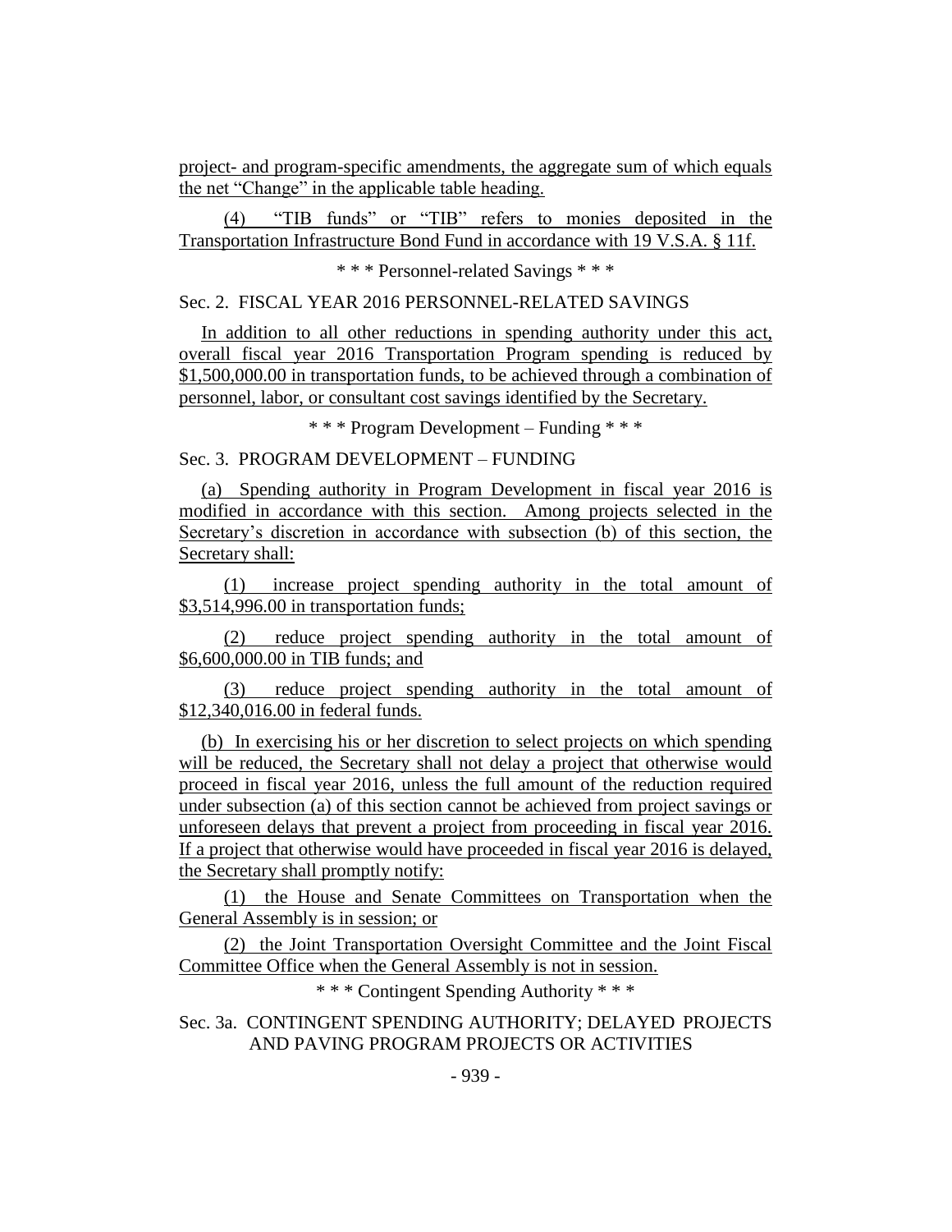project- and program-specific amendments, the aggregate sum of which equals the net "Change" in the applicable table heading.

(4) "TIB funds" or "TIB" refers to monies deposited in the Transportation Infrastructure Bond Fund in accordance with 19 V.S.A. § 11f.

\* \* \* Personnel-related Savings \* \* \*

Sec. 2. FISCAL YEAR 2016 PERSONNEL-RELATED SAVINGS

In addition to all other reductions in spending authority under this act, overall fiscal year 2016 Transportation Program spending is reduced by $1,500,000.00 in transportation funds, to be achieved through a combination of personnel, labor, or consultant cost savings identified by the Secretary.

\* \* \* Program Development – Funding \* \* \*

Sec. 3. PROGRAM DEVELOPMENT – FUNDING

(a) Spending authority in Program Development in fiscal year 2016 is modified in accordance with this section. Among projects selected in the Secretary's discretion in accordance with subsection (b) of this section, the Secretary shall:

(1) increase project spending authority in the total amount of $3,514,996.00 in transportation funds;

(2) reduce project spending authority in the total amount of $6,600,000.00 in TIB funds; and

(3) reduce project spending authority in the total amount of $12,340,016.00 in federal funds.

(b) In exercising his or her discretion to select projects on which spending will be reduced, the Secretary shall not delay a project that otherwise would proceed in fiscal year 2016, unless the full amount of the reduction required under subsection (a) of this section cannot be achieved from project savings or unforeseen delays that prevent a project from proceeding in fiscal year 2016. If a project that otherwise would have proceeded in fiscal year 2016 is delayed, the Secretary shall promptly notify:

(1) the House and Senate Committees on Transportation when the General Assembly is in session; or

(2) the Joint Transportation Oversight Committee and the Joint Fiscal Committee Office when the General Assembly is not in session.

\* \* \* Contingent Spending Authority \* \* \*

Sec. 3a. CONTINGENT SPENDING AUTHORITY; DELAYED PROJECTS AND PAVING PROGRAM PROJECTS OR ACTIVITIES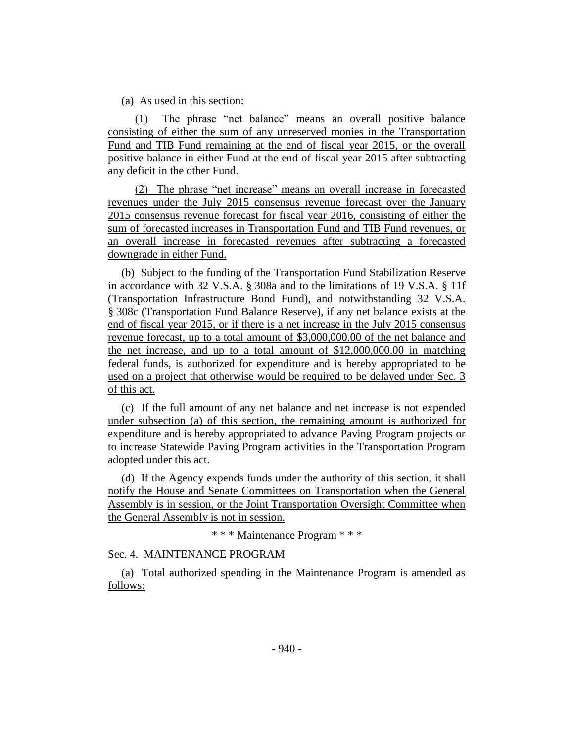(a) As used in this section:

(1) The phrase "net balance" means an overall positive balance consisting of either the sum of any unreserved monies in the Transportation Fund and TIB Fund remaining at the end of fiscal year 2015, or the overall positive balance in either Fund at the end of fiscal year 2015 after subtracting any deficit in the other Fund.

(2) The phrase "net increase" means an overall increase in forecasted revenues under the July 2015 consensus revenue forecast over the January 2015 consensus revenue forecast for fiscal year 2016, consisting of either the sum of forecasted increases in Transportation Fund and TIB Fund revenues, or an overall increase in forecasted revenues after subtracting a forecasted downgrade in either Fund.

(b) Subject to the funding of the Transportation Fund Stabilization Reserve in accordance with 32 V.S.A. § 308a and to the limitations of 19 V.S.A. § 11f (Transportation Infrastructure Bond Fund), and notwithstanding 32 V.S.A. § 308c (Transportation Fund Balance Reserve), if any net balance exists at the end of fiscal year 2015, or if there is a net increase in the July 2015 consensus revenue forecast, up to a total amount of $3,000,000.00 of the net balance and the net increase, and up to a total amount of $12,000,000.00 in matching federal funds, is authorized for expenditure and is hereby appropriated to be used on a project that otherwise would be required to be delayed under Sec. 3 of this act.

(c) If the full amount of any net balance and net increase is not expended under subsection (a) of this section, the remaining amount is authorized for expenditure and is hereby appropriated to advance Paving Program projects or to increase Statewide Paving Program activities in the Transportation Program adopted under this act.

(d) If the Agency expends funds under the authority of this section, it shall notify the House and Senate Committees on Transportation when the General Assembly is in session, or the Joint Transportation Oversight Committee when the General Assembly is not in session.

\* \* \* Maintenance Program \* \* \*

Sec. 4. MAINTENANCE PROGRAM

(a) Total authorized spending in the Maintenance Program is amended as follows: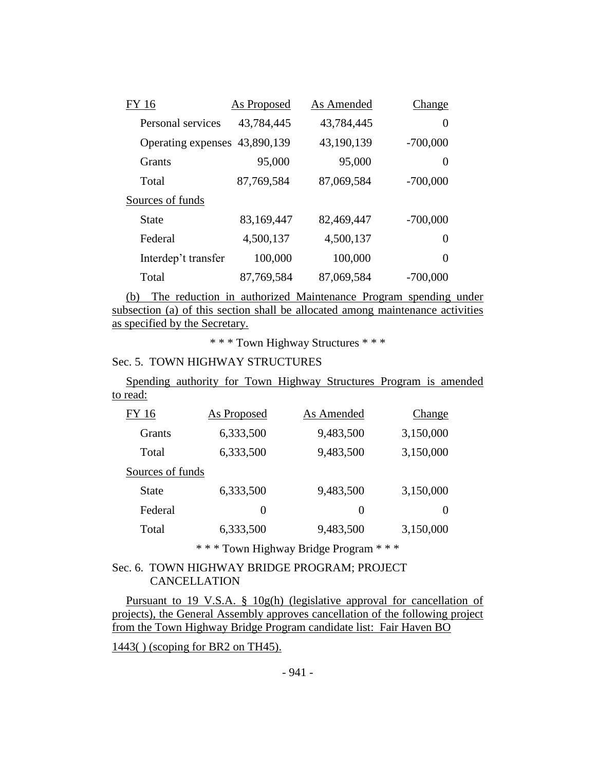| FY 16 | As Proposed | As Amended | Change |
|---|---|---|---|
| Personal services | 43,784,445 | 43,784,445 | 0 |
| Operating expenses | 43,890,139 | 43,190,139 | -700,000 |
| Grants | 95,000 | 95,000 | 0 |
| Total | 87,769,584 | 87,069,584 | -700,000 |
| Sources of funds | | | |
| State | 83,169,447 | 82,469,447 | -700,000 |
| Federal | 4,500,137 | 4,500,137 | 0 |
| Interdep't transfer | 100,000 | 100,000 | 0 |
| Total | 87,769,584 | 87,069,584 | -700,000 |

(b) The reduction in authorized Maintenance Program spending under subsection (a) of this section shall be allocated among maintenance activities as specified by the Secretary.

\* \* \* Town Highway Structures \* \* \*

Sec. 5. TOWN HIGHWAY STRUCTURES

Spending authority for Town Highway Structures Program is amended to read:

| FY 16 | As Proposed | As Amended | Change |
|---|---|---|---|
| Grants | 6,333,500 | 9,483,500 | 3,150,000 |
| Total | 6,333,500 | 9,483,500 | 3,150,000 |
| Sources of funds | | | |
| State | 6,333,500 | 9,483,500 | 3,150,000 |
| Federal | 0 | 0 | 0 |
| Total | 6,333,500 | 9,483,500 | 3,150,000 |

\* \* \* Town Highway Bridge Program \* \* \*

Sec. 6. TOWN HIGHWAY BRIDGE PROGRAM; PROJECT CANCELLATION

Pursuant to 19 V.S.A. § 10g(h) (legislative approval for cancellation of projects), the General Assembly approves cancellation of the following project from the Town Highway Bridge Program candidate list: Fair Haven BO 1443( ) (scoping for BR2 on TH45).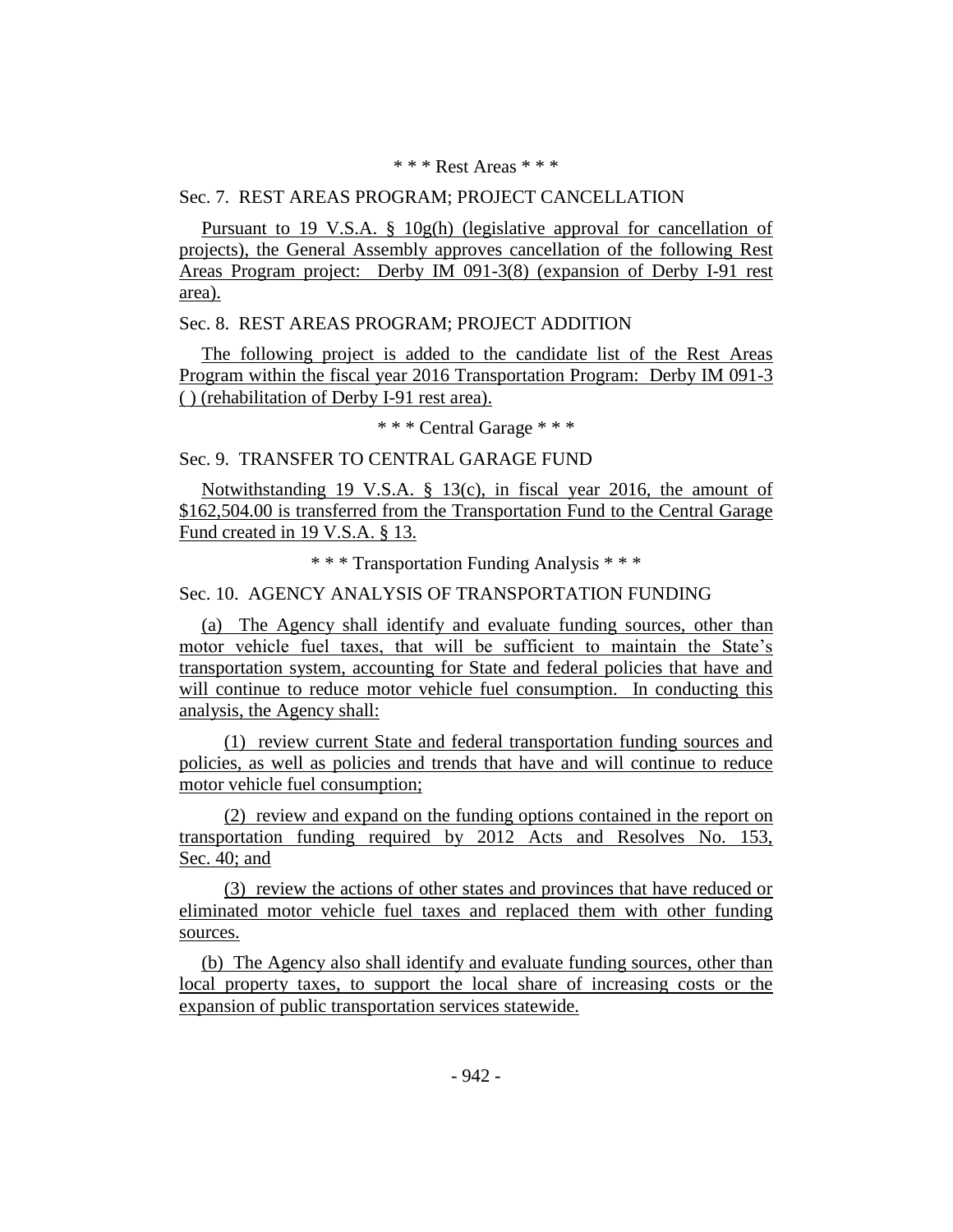\* \* \* Rest Areas \* \* \*

Sec. 7. REST AREAS PROGRAM; PROJECT CANCELLATION

Pursuant to 19 V.S.A. § 10g(h) (legislative approval for cancellation of projects), the General Assembly approves cancellation of the following Rest Areas Program project: Derby IM 091-3(8) (expansion of Derby I-91 rest area).

Sec. 8. REST AREAS PROGRAM; PROJECT ADDITION

The following project is added to the candidate list of the Rest Areas Program within the fiscal year 2016 Transportation Program: Derby IM 091-3 ( ) (rehabilitation of Derby I-91 rest area).

\* \* \* Central Garage \* \* \*

Sec. 9. TRANSFER TO CENTRAL GARAGE FUND

Notwithstanding 19 V.S.A. § 13(c), in fiscal year 2016, the amount of $162,504.00 is transferred from the Transportation Fund to the Central Garage Fund created in 19 V.S.A. § 13.

\* \* \* Transportation Funding Analysis \* \* \*

Sec. 10. AGENCY ANALYSIS OF TRANSPORTATION FUNDING

(a) The Agency shall identify and evaluate funding sources, other than motor vehicle fuel taxes, that will be sufficient to maintain the State's transportation system, accounting for State and federal policies that have and will continue to reduce motor vehicle fuel consumption. In conducting this analysis, the Agency shall:

(1) review current State and federal transportation funding sources and policies, as well as policies and trends that have and will continue to reduce motor vehicle fuel consumption;

(2) review and expand on the funding options contained in the report on transportation funding required by 2012 Acts and Resolves No. 153, Sec. 40; and

(3) review the actions of other states and provinces that have reduced or eliminated motor vehicle fuel taxes and replaced them with other funding sources.

(b) The Agency also shall identify and evaluate funding sources, other than local property taxes, to support the local share of increasing costs or the expansion of public transportation services statewide.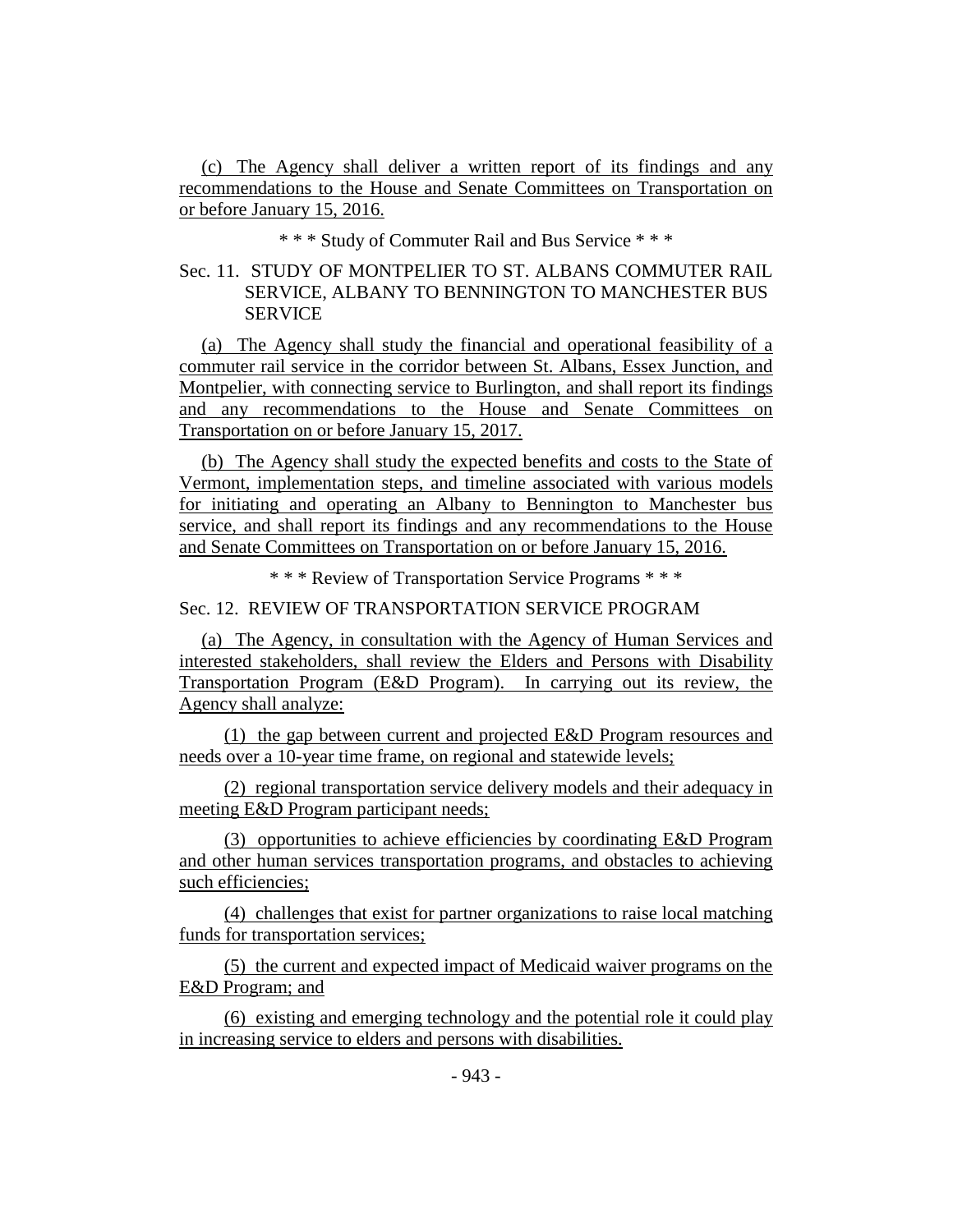(c) The Agency shall deliver a written report of its findings and any recommendations to the House and Senate Committees on Transportation on or before January 15, 2016.

\* \* \* Study of Commuter Rail and Bus Service \* \* \*

Sec. 11. STUDY OF MONTPELIER TO ST. ALBANS COMMUTER RAIL SERVICE, ALBANY TO BENNINGTON TO MANCHESTER BUS SERVICE

(a) The Agency shall study the financial and operational feasibility of a commuter rail service in the corridor between St. Albans, Essex Junction, and Montpelier, with connecting service to Burlington, and shall report its findings and any recommendations to the House and Senate Committees on Transportation on or before January 15, 2017.

(b) The Agency shall study the expected benefits and costs to the State of Vermont, implementation steps, and timeline associated with various models for initiating and operating an Albany to Bennington to Manchester bus service, and shall report its findings and any recommendations to the House and Senate Committees on Transportation on or before January 15, 2016.

\* \* \* Review of Transportation Service Programs \* \* \*

Sec. 12. REVIEW OF TRANSPORTATION SERVICE PROGRAM

(a) The Agency, in consultation with the Agency of Human Services and interested stakeholders, shall review the Elders and Persons with Disability Transportation Program (E&D Program). In carrying out its review, the Agency shall analyze:

(1) the gap between current and projected E&D Program resources and needs over a 10-year time frame, on regional and statewide levels;

(2) regional transportation service delivery models and their adequacy in meeting E&D Program participant needs;

(3) opportunities to achieve efficiencies by coordinating E&D Program and other human services transportation programs, and obstacles to achieving such efficiencies;

(4) challenges that exist for partner organizations to raise local matching funds for transportation services;

(5) the current and expected impact of Medicaid waiver programs on the E&D Program; and

(6) existing and emerging technology and the potential role it could play in increasing service to elders and persons with disabilities.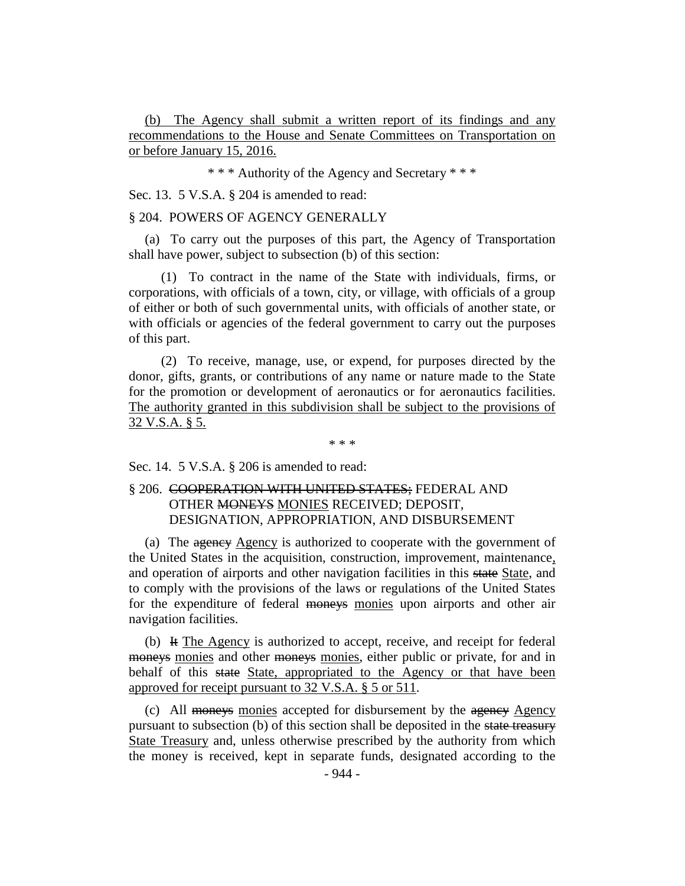(b) The Agency shall submit a written report of its findings and any recommendations to the House and Senate Committees on Transportation on or before January 15, 2016.

\* \* \* Authority of the Agency and Secretary \* \* \*

Sec. 13. 5 V.S.A. § 204 is amended to read:

§ 204. POWERS OF AGENCY GENERALLY

(a) To carry out the purposes of this part, the Agency of Transportation shall have power, subject to subsection (b) of this section:

(1) To contract in the name of the State with individuals, firms, or corporations, with officials of a town, city, or village, with officials of a group of either or both of such governmental units, with officials of another state, or with officials or agencies of the federal government to carry out the purposes of this part.

(2) To receive, manage, use, or expend, for purposes directed by the donor, gifts, grants, or contributions of any name or nature made to the State for the promotion or development of aeronautics or for aeronautics facilities. The authority granted in this subdivision shall be subject to the provisions of 32 V.S.A. § 5.

\* \* \*

Sec. 14. 5 V.S.A. § 206 is amended to read:

§ 206. ~~COOPERATION WITH UNITED STATES;~~ FEDERAL AND OTHER ~~MONEYS~~ MONIES RECEIVED; DEPOSIT, DESIGNATION, APPROPRIATION, AND DISBURSEMENT

(a) The ~~agency~~ Agency is authorized to cooperate with the government of the United States in the acquisition, construction, improvement, maintenance, and operation of airports and other navigation facilities in this ~~state~~ State, and to comply with the provisions of the laws or regulations of the United States for the expenditure of federal ~~moneys~~ monies upon airports and other air navigation facilities.

(b) ~~It~~ The Agency is authorized to accept, receive, and receipt for federal ~~moneys~~ monies and other ~~moneys~~ monies, either public or private, for and in behalf of this ~~state~~ State, appropriated to the Agency or that have been approved for receipt pursuant to 32 V.S.A. § 5 or 511.

(c) All ~~moneys~~ monies accepted for disbursement by the ~~agency~~ Agency pursuant to subsection (b) of this section shall be deposited in the ~~state treasury~~ State Treasury and, unless otherwise prescribed by the authority from which the money is received, kept in separate funds, designated according to the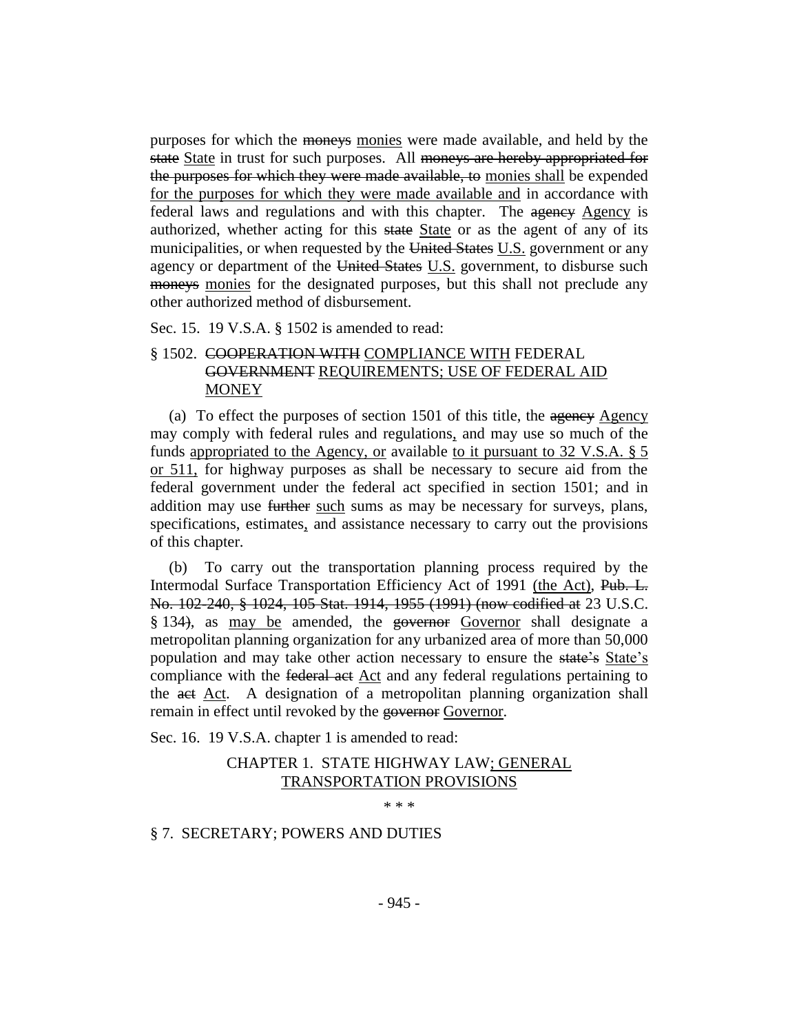purposes for which the ~~moneys~~ monies were made available, and held by the ~~state~~ State in trust for such purposes. All ~~moneys are hereby appropriated for the purposes for which they were made available, to~~ monies shall be expended for the purposes for which they were made available and in accordance with federal laws and regulations and with this chapter. The ~~agency~~ Agency is authorized, whether acting for this ~~state~~ State or as the agent of any of its municipalities, or when requested by the ~~United States~~ U.S. government or any agency or department of the ~~United States~~ U.S. government, to disburse such ~~moneys~~ monies for the designated purposes, but this shall not preclude any other authorized method of disbursement.

Sec. 15. 19 V.S.A. § 1502 is amended to read:

§ 1502. ~~COOPERATION WITH~~ COMPLIANCE WITH FEDERAL ~~GOVERNMENT~~ REQUIREMENTS; USE OF FEDERAL AID MONEY

(a) To effect the purposes of section 1501 of this title, the ~~agency~~ Agency may comply with federal rules and regulations, and may use so much of the funds appropriated to the Agency, or available to it pursuant to 32 V.S.A. § 5 or 511, for highway purposes as shall be necessary to secure aid from the federal government under the federal act specified in section 1501; and in addition may use ~~further~~ such sums as may be necessary for surveys, plans, specifications, estimates, and assistance necessary to carry out the provisions of this chapter.

(b) To carry out the transportation planning process required by the Intermodal Surface Transportation Efficiency Act of 1991 (the Act), ~~Pub. L. No. 102-240, § 1024, 105 Stat. 1914, 1955 (1991) (now codified at~~ 23 U.S.C. § 134~~)~~, as may be amended, the ~~governor~~ Governor shall designate a metropolitan planning organization for any urbanized area of more than 50,000 population and may take other action necessary to ensure the ~~state's~~ State's compliance with the ~~federal act~~ Act and any federal regulations pertaining to the ~~act~~ Act. A designation of a metropolitan planning organization shall remain in effect until revoked by the ~~governor~~ Governor.

Sec. 16. 19 V.S.A. chapter 1 is amended to read:

CHAPTER 1. STATE HIGHWAY LAW; GENERAL TRANSPORTATION PROVISIONS

\* \* \*

§ 7. SECRETARY; POWERS AND DUTIES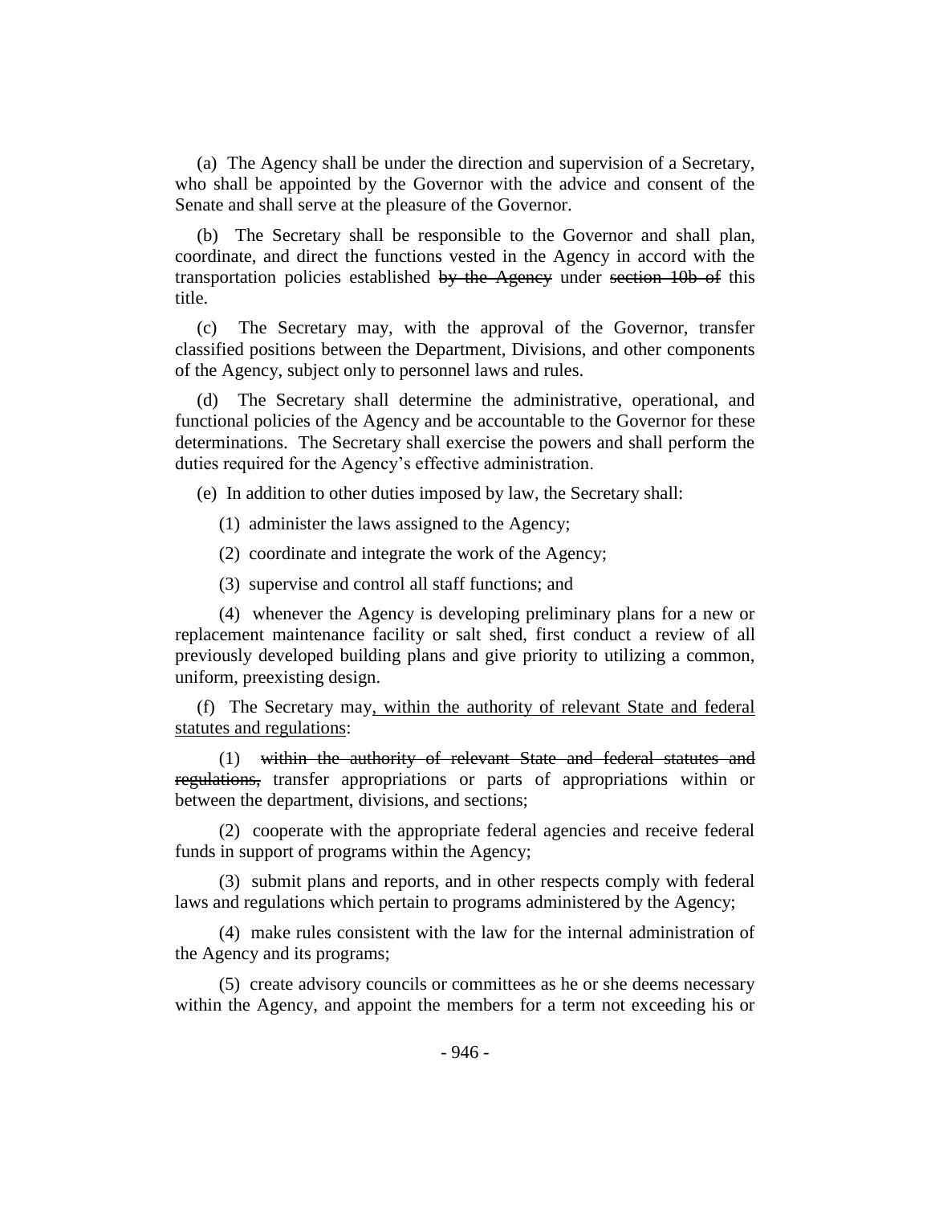(a) The Agency shall be under the direction and supervision of a Secretary, who shall be appointed by the Governor with the advice and consent of the Senate and shall serve at the pleasure of the Governor.

(b) The Secretary shall be responsible to the Governor and shall plan, coordinate, and direct the functions vested in the Agency in accord with the transportation policies established ~~by the Agency~~ under ~~section 10b of~~ this title.

(c) The Secretary may, with the approval of the Governor, transfer classified positions between the Department, Divisions, and other components of the Agency, subject only to personnel laws and rules.

(d) The Secretary shall determine the administrative, operational, and functional policies of the Agency and be accountable to the Governor for these determinations. The Secretary shall exercise the powers and shall perform the duties required for the Agency's effective administration.

(e) In addition to other duties imposed by law, the Secretary shall:

(1) administer the laws assigned to the Agency;

(2) coordinate and integrate the work of the Agency;

(3) supervise and control all staff functions; and

(4) whenever the Agency is developing preliminary plans for a new or replacement maintenance facility or salt shed, first conduct a review of all previously developed building plans and give priority to utilizing a common, uniform, preexisting design.

(f) The Secretary may<u>, within the authority of relevant State and federal statutes and regulations</u>:

(1) ~~within the authority of relevant State and federal statutes and regulations,~~ transfer appropriations or parts of appropriations within or between the department, divisions, and sections;

(2) cooperate with the appropriate federal agencies and receive federal funds in support of programs within the Agency;

(3) submit plans and reports, and in other respects comply with federal laws and regulations which pertain to programs administered by the Agency;

(4) make rules consistent with the law for the internal administration of the Agency and its programs;

(5) create advisory councils or committees as he or she deems necessary within the Agency, and appoint the members for a term not exceeding his or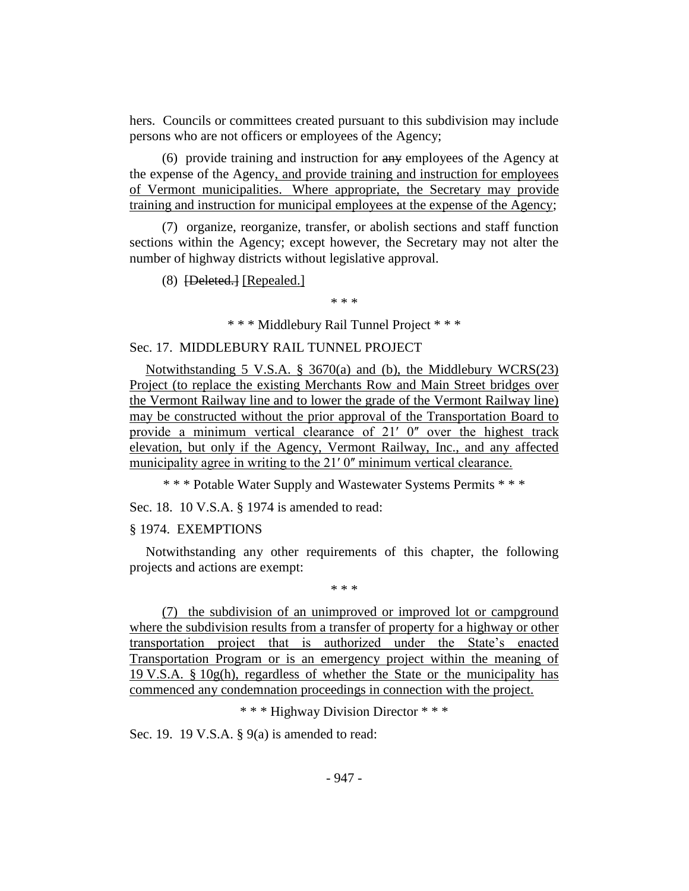hers. Councils or committees created pursuant to this subdivision may include persons who are not officers or employees of the Agency;

(6) provide training and instruction for ~~any~~ employees of the Agency at the expense of the Agency, and provide training and instruction for employees of Vermont municipalities. Where appropriate, the Secretary may provide training and instruction for municipal employees at the expense of the Agency;

(7) organize, reorganize, transfer, or abolish sections and staff function sections within the Agency; except however, the Secretary may not alter the number of highway districts without legislative approval.

(8) ~~[Deleted.]~~ [Repealed.]

\* \* \*

\* \* \* Middlebury Rail Tunnel Project \* \* \*

Sec. 17. MIDDLEBURY RAIL TUNNEL PROJECT

Notwithstanding 5 V.S.A. § 3670(a) and (b), the Middlebury WCRS(23) Project (to replace the existing Merchants Row and Main Street bridges over the Vermont Railway line and to lower the grade of the Vermont Railway line) may be constructed without the prior approval of the Transportation Board to provide a minimum vertical clearance of 21′ 0″ over the highest track elevation, but only if the Agency, Vermont Railway, Inc., and any affected municipality agree in writing to the 21′ 0″ minimum vertical clearance.

\* \* \* Potable Water Supply and Wastewater Systems Permits \* \* \*

Sec. 18. 10 V.S.A. § 1974 is amended to read:

§ 1974. EXEMPTIONS

Notwithstanding any other requirements of this chapter, the following projects and actions are exempt:

\* \* \*

(7) the subdivision of an unimproved or improved lot or campground where the subdivision results from a transfer of property for a highway or other transportation project that is authorized under the State's enacted Transportation Program or is an emergency project within the meaning of 19 V.S.A. § 10g(h), regardless of whether the State or the municipality has commenced any condemnation proceedings in connection with the project.

\* \* \* Highway Division Director \* \* \*

Sec. 19. 19 V.S.A. § 9(a) is amended to read: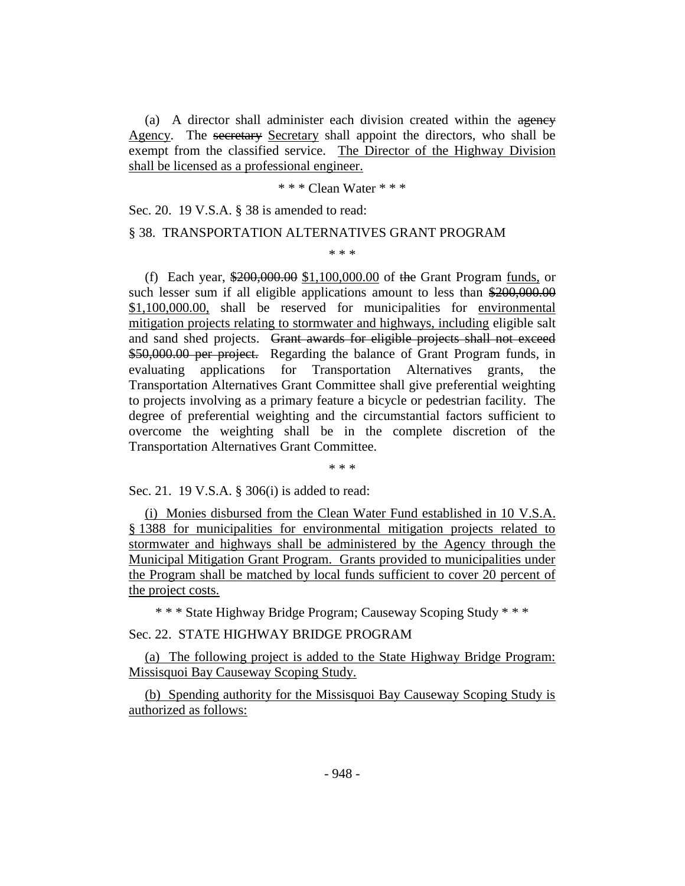(a) A director shall administer each division created within the ~~agency~~ Agency. The ~~secretary~~ Secretary shall appoint the directors, who shall be exempt from the classified service. The Director of the Highway Division shall be licensed as a professional engineer.

\* \* \* Clean Water \* \* \*

Sec. 20. 19 V.S.A. § 38 is amended to read:

§ 38. TRANSPORTATION ALTERNATIVES GRANT PROGRAM

\* \* \*

(f) Each year, ~~$200,000.00~~ $1,100,000.00 of ~~the~~ Grant Program funds, or such lesser sum if all eligible applications amount to less than ~~$200,000.00~~ $1,100,000.00, shall be reserved for municipalities for environmental mitigation projects relating to stormwater and highways, including eligible salt and sand shed projects. ~~Grant awards for eligible projects shall not exceed $50,000.00 per project.~~ Regarding the balance of Grant Program funds, in evaluating applications for Transportation Alternatives grants, the Transportation Alternatives Grant Committee shall give preferential weighting to projects involving as a primary feature a bicycle or pedestrian facility. The degree of preferential weighting and the circumstantial factors sufficient to overcome the weighting shall be in the complete discretion of the Transportation Alternatives Grant Committee.

\* \* \*

Sec. 21. 19 V.S.A. § 306(i) is added to read:

(i) Monies disbursed from the Clean Water Fund established in 10 V.S.A. § 1388 for municipalities for environmental mitigation projects related to stormwater and highways shall be administered by the Agency through the Municipal Mitigation Grant Program. Grants provided to municipalities under the Program shall be matched by local funds sufficient to cover 20 percent of the project costs.

\* \* \* State Highway Bridge Program; Causeway Scoping Study \* \* \*

Sec. 22. STATE HIGHWAY BRIDGE PROGRAM

(a) The following project is added to the State Highway Bridge Program: Missisquoi Bay Causeway Scoping Study.

(b) Spending authority for the Missisquoi Bay Causeway Scoping Study is authorized as follows: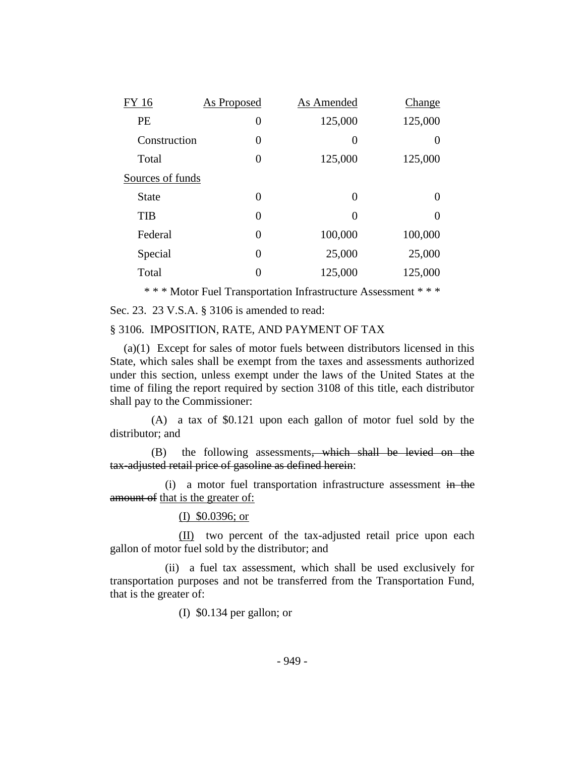| FY 16 | As Proposed | As Amended | Change |
|---|---|---|---|
| PE | 0 | 125,000 | 125,000 |
| Construction | 0 | 0 | 0 |
| Total | 0 | 125,000 | 125,000 |
| Sources of funds | | | |
| State | 0 | 0 | 0 |
| TIB | 0 | 0 | 0 |
| Federal | 0 | 100,000 | 100,000 |
| Special | 0 | 25,000 | 25,000 |
| Total | 0 | 125,000 | 125,000 |

\* \* \* Motor Fuel Transportation Infrastructure Assessment \* \* \*

Sec. 23. 23 V.S.A. § 3106 is amended to read:

§ 3106. IMPOSITION, RATE, AND PAYMENT OF TAX

(a)(1) Except for sales of motor fuels between distributors licensed in this State, which sales shall be exempt from the taxes and assessments authorized under this section, unless exempt under the laws of the United States at the time of filing the report required by section 3108 of this title, each distributor shall pay to the Commissioner:

(A) a tax of $0.121 upon each gallon of motor fuel sold by the distributor; and

(B) the following assessments~~, which shall be levied on the tax-adjusted retail price of gasoline as defined herein~~:

(i) a motor fuel transportation infrastructure assessment ~~in the amount of~~ <u>that is the greater of:</u>

<u>(I) $0.0396; or</u>

<u>(II)</u> two percent of the tax-adjusted retail price upon each gallon of motor fuel sold by the distributor; and

(ii) a fuel tax assessment, which shall be used exclusively for transportation purposes and not be transferred from the Transportation Fund, that is the greater of:

(I) $0.134 per gallon; or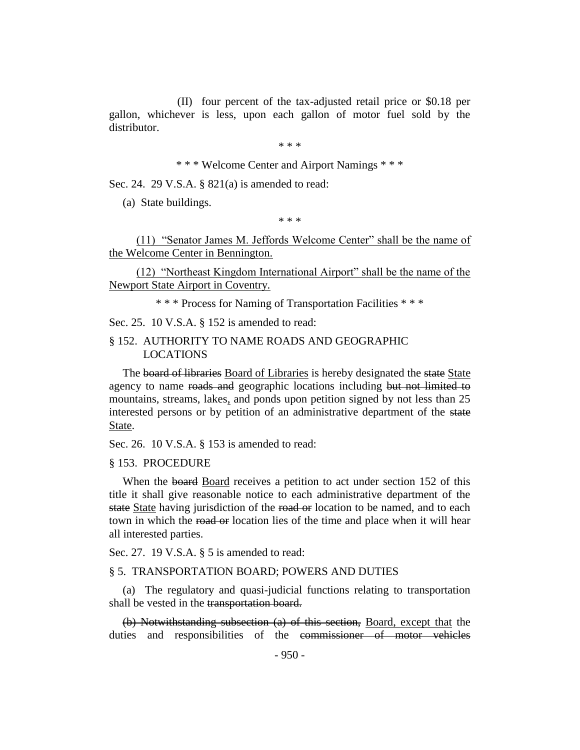(II) four percent of the tax-adjusted retail price or $0.18 per gallon, whichever is less, upon each gallon of motor fuel sold by the distributor.

\* \* \*

\* \* \* Welcome Center and Airport Namings \* \* \*

Sec. 24. 29 V.S.A. § 821(a) is amended to read:

(a) State buildings.

\* \* \*

(11) "Senator James M. Jeffords Welcome Center" shall be the name of the Welcome Center in Bennington.

(12) "Northeast Kingdom International Airport" shall be the name of the Newport State Airport in Coventry.

\* \* \* Process for Naming of Transportation Facilities \* \* \*

Sec. 25. 10 V.S.A. § 152 is amended to read:

§ 152. AUTHORITY TO NAME ROADS AND GEOGRAPHIC LOCATIONS

The ~~board of libraries~~ Board of Libraries is hereby designated the ~~state~~ State agency to name ~~roads and~~ geographic locations including ~~but not limited to~~ mountains, streams, lakes, and ponds upon petition signed by not less than 25 interested persons or by petition of an administrative department of the ~~state~~ State.

Sec. 26. 10 V.S.A. § 153 is amended to read:

§ 153. PROCEDURE

When the ~~board~~ Board receives a petition to act under section 152 of this title it shall give reasonable notice to each administrative department of the ~~state~~ State having jurisdiction of the ~~road or~~ location to be named, and to each town in which the ~~road or~~ location lies of the time and place when it will hear all interested parties.

Sec. 27. 19 V.S.A. § 5 is amended to read:

§ 5. TRANSPORTATION BOARD; POWERS AND DUTIES

(a) The regulatory and quasi-judicial functions relating to transportation shall be vested in the ~~transportation board.~~

~~(b) Notwithstanding subsection (a) of this section,~~ Board, except that the duties and responsibilities of the ~~commissioner of motor vehicles~~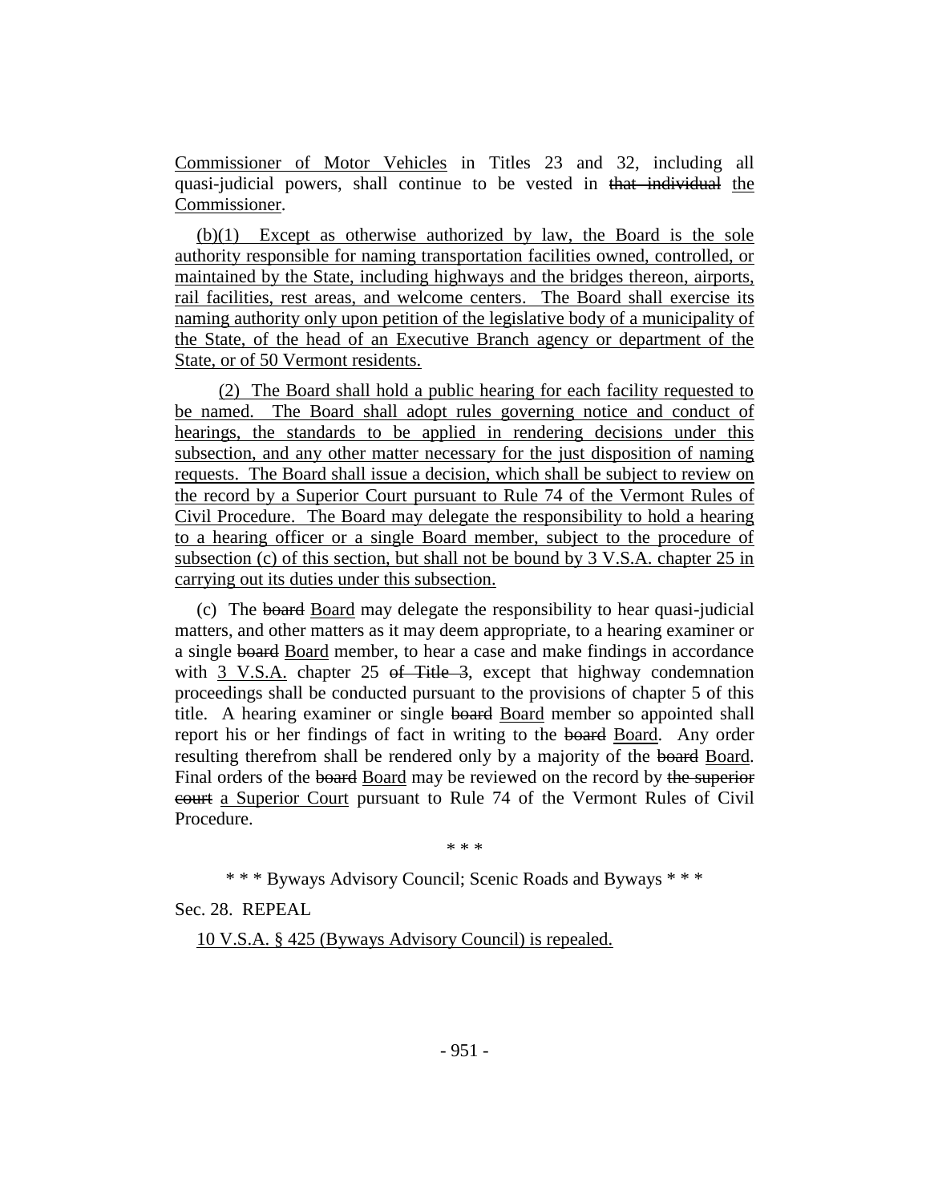Commissioner of Motor Vehicles in Titles 23 and 32, including all quasi-judicial powers, shall continue to be vested in ~~that individual~~ the Commissioner.

(b)(1) Except as otherwise authorized by law, the Board is the sole authority responsible for naming transportation facilities owned, controlled, or maintained by the State, including highways and the bridges thereon, airports, rail facilities, rest areas, and welcome centers. The Board shall exercise its naming authority only upon petition of the legislative body of a municipality of the State, of the head of an Executive Branch agency or department of the State, or of 50 Vermont residents.

(2) The Board shall hold a public hearing for each facility requested to be named. The Board shall adopt rules governing notice and conduct of hearings, the standards to be applied in rendering decisions under this subsection, and any other matter necessary for the just disposition of naming requests. The Board shall issue a decision, which shall be subject to review on the record by a Superior Court pursuant to Rule 74 of the Vermont Rules of Civil Procedure. The Board may delegate the responsibility to hold a hearing to a hearing officer or a single Board member, subject to the procedure of subsection (c) of this section, but shall not be bound by 3 V.S.A. chapter 25 in carrying out its duties under this subsection.

(c) The ~~board~~ Board may delegate the responsibility to hear quasi-judicial matters, and other matters as it may deem appropriate, to a hearing examiner or a single ~~board~~ Board member, to hear a case and make findings in accordance with 3 V.S.A. chapter 25 ~~of Title 3~~, except that highway condemnation proceedings shall be conducted pursuant to the provisions of chapter 5 of this title. A hearing examiner or single ~~board~~ Board member so appointed shall report his or her findings of fact in writing to the ~~board~~ Board. Any order resulting therefrom shall be rendered only by a majority of the ~~board~~ Board. Final orders of the ~~board~~ Board may be reviewed on the record by ~~the superior court~~ a Superior Court pursuant to Rule 74 of the Vermont Rules of Civil Procedure.

\* \* \*

\* \* \* Byways Advisory Council; Scenic Roads and Byways \* \* \*

Sec. 28. REPEAL

10 V.S.A. § 425 (Byways Advisory Council) is repealed.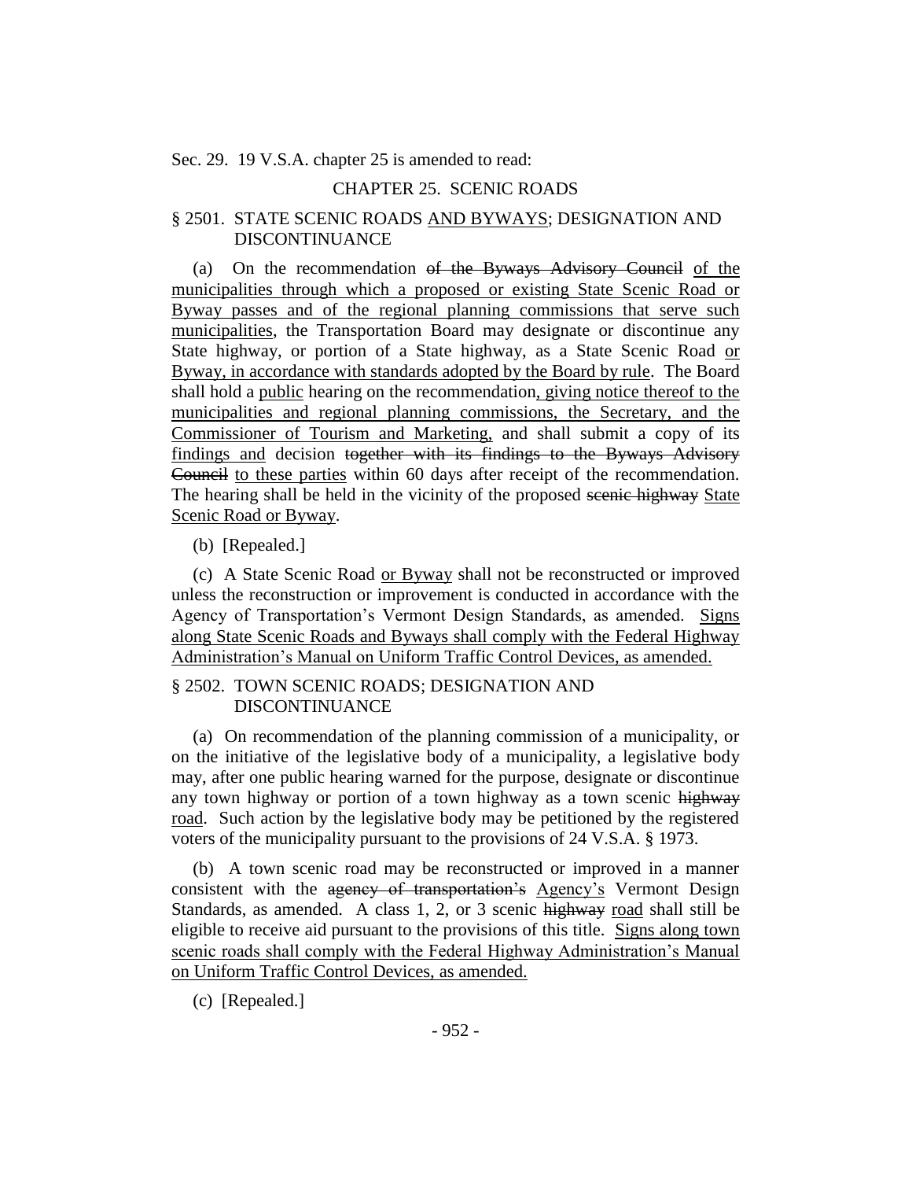Sec. 29. 19 V.S.A. chapter 25 is amended to read:

CHAPTER 25. SCENIC ROADS

§ 2501. STATE SCENIC ROADS AND BYWAYS; DESIGNATION AND DISCONTINUANCE

(a) On the recommendation of the Byways Advisory Council of the municipalities through which a proposed or existing State Scenic Road or Byway passes and of the regional planning commissions that serve such municipalities, the Transportation Board may designate or discontinue any State highway, or portion of a State highway, as a State Scenic Road or Byway, in accordance with standards adopted by the Board by rule. The Board shall hold a public hearing on the recommendation, giving notice thereof to the municipalities and regional planning commissions, the Secretary, and the Commissioner of Tourism and Marketing, and shall submit a copy of its findings and decision together with its findings to the Byways Advisory Council to these parties within 60 days after receipt of the recommendation. The hearing shall be held in the vicinity of the proposed scenic highway State Scenic Road or Byway.

(b) [Repealed.]

(c) A State Scenic Road or Byway shall not be reconstructed or improved unless the reconstruction or improvement is conducted in accordance with the Agency of Transportation's Vermont Design Standards, as amended. Signs along State Scenic Roads and Byways shall comply with the Federal Highway Administration's Manual on Uniform Traffic Control Devices, as amended.

§ 2502. TOWN SCENIC ROADS; DESIGNATION AND DISCONTINUANCE

(a) On recommendation of the planning commission of a municipality, or on the initiative of the legislative body of a municipality, a legislative body may, after one public hearing warned for the purpose, designate or discontinue any town highway or portion of a town highway as a town scenic highway road. Such action by the legislative body may be petitioned by the registered voters of the municipality pursuant to the provisions of 24 V.S.A. § 1973.

(b) A town scenic road may be reconstructed or improved in a manner consistent with the agency of transportation's Agency's Vermont Design Standards, as amended. A class 1, 2, or 3 scenic highway road shall still be eligible to receive aid pursuant to the provisions of this title. Signs along town scenic roads shall comply with the Federal Highway Administration's Manual on Uniform Traffic Control Devices, as amended.

(c) [Repealed.]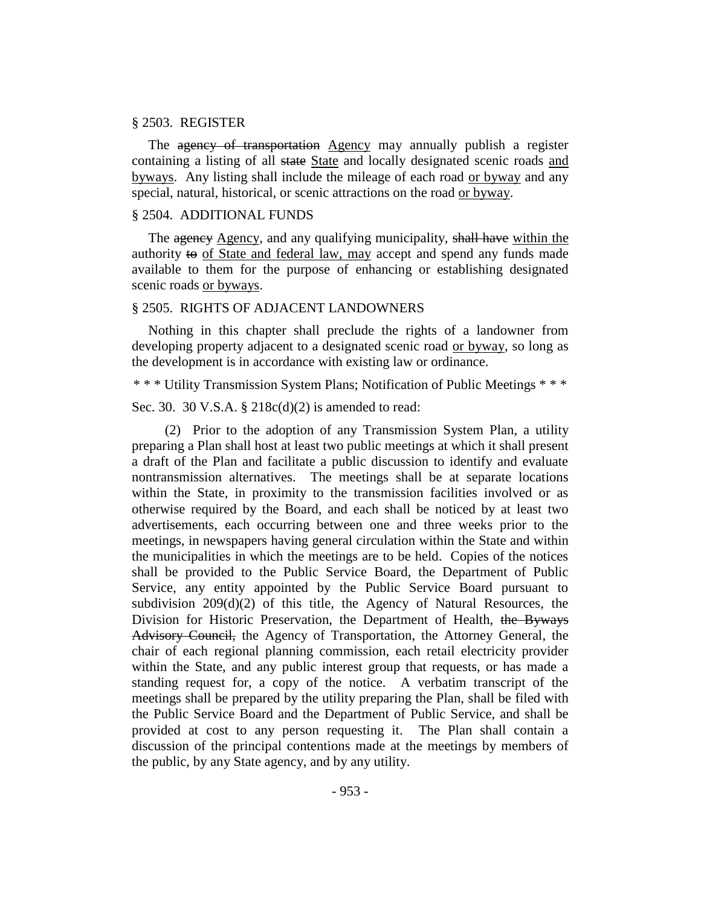§ 2503. REGISTER

The ~~agency of transportation~~ Agency may annually publish a register containing a listing of all ~~state~~ State and locally designated scenic roads and byways. Any listing shall include the mileage of each road or byway and any special, natural, historical, or scenic attractions on the road or byway.

§ 2504. ADDITIONAL FUNDS

The ~~agency~~ Agency, and any qualifying municipality, ~~shall have~~ within the authority ~~to~~ of State and federal law, may accept and spend any funds made available to them for the purpose of enhancing or establishing designated scenic roads or byways.

§ 2505. RIGHTS OF ADJACENT LANDOWNERS

Nothing in this chapter shall preclude the rights of a landowner from developing property adjacent to a designated scenic road or byway, so long as the development is in accordance with existing law or ordinance.

\* \* \* Utility Transmission System Plans; Notification of Public Meetings \* \* \*

Sec. 30. 30 V.S.A. § 218c(d)(2) is amended to read:

(2) Prior to the adoption of any Transmission System Plan, a utility preparing a Plan shall host at least two public meetings at which it shall present a draft of the Plan and facilitate a public discussion to identify and evaluate nontransmission alternatives. The meetings shall be at separate locations within the State, in proximity to the transmission facilities involved or as otherwise required by the Board, and each shall be noticed by at least two advertisements, each occurring between one and three weeks prior to the meetings, in newspapers having general circulation within the State and within the municipalities in which the meetings are to be held. Copies of the notices shall be provided to the Public Service Board, the Department of Public Service, any entity appointed by the Public Service Board pursuant to subdivision 209(d)(2) of this title, the Agency of Natural Resources, the Division for Historic Preservation, the Department of Health, ~~the Byways Advisory Council,~~ the Agency of Transportation, the Attorney General, the chair of each regional planning commission, each retail electricity provider within the State, and any public interest group that requests, or has made a standing request for, a copy of the notice. A verbatim transcript of the meetings shall be prepared by the utility preparing the Plan, shall be filed with the Public Service Board and the Department of Public Service, and shall be provided at cost to any person requesting it. The Plan shall contain a discussion of the principal contentions made at the meetings by members of the public, by any State agency, and by any utility.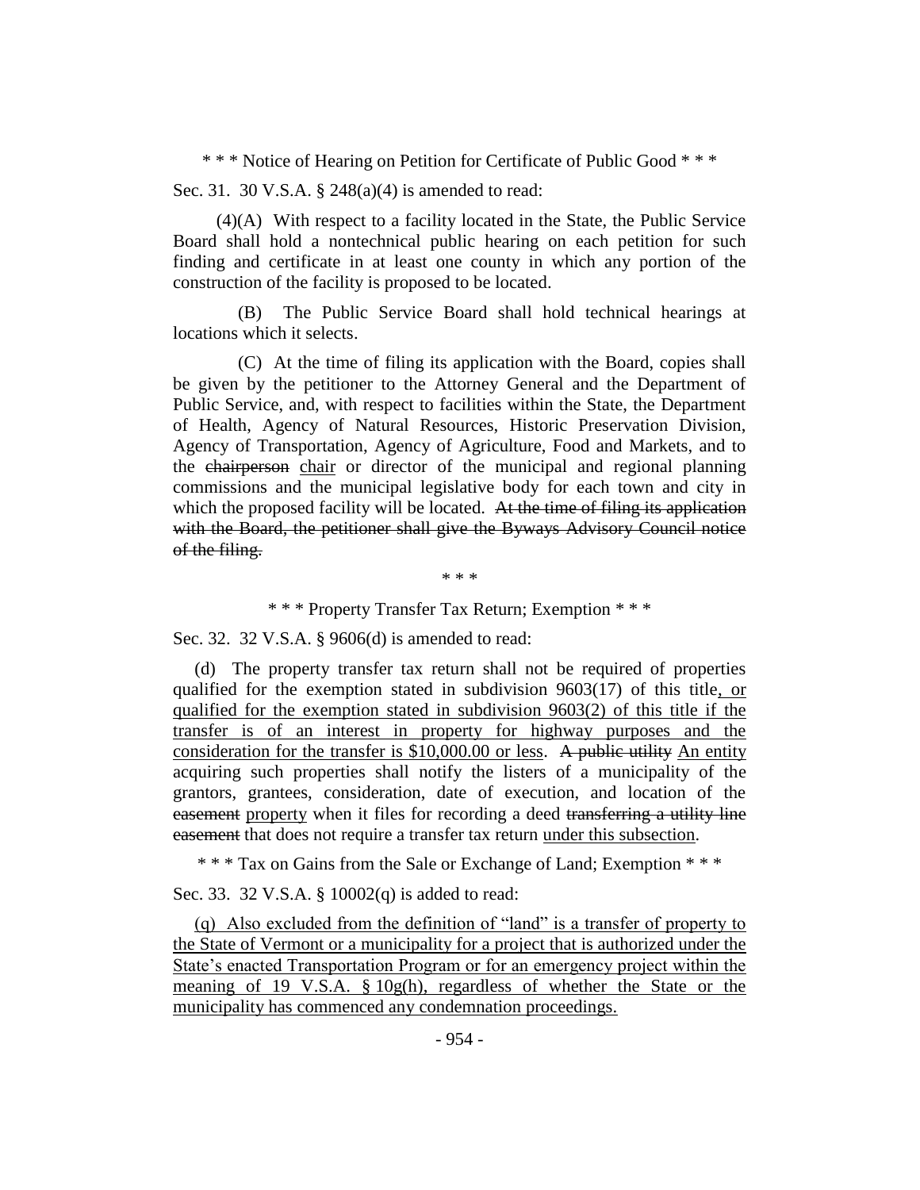\* \* \* Notice of Hearing on Petition for Certificate of Public Good \* \* \*

Sec. 31. 30 V.S.A. § 248(a)(4) is amended to read:

(4)(A) With respect to a facility located in the State, the Public Service Board shall hold a nontechnical public hearing on each petition for such finding and certificate in at least one county in which any portion of the construction of the facility is proposed to be located.

(B) The Public Service Board shall hold technical hearings at locations which it selects.

(C) At the time of filing its application with the Board, copies shall be given by the petitioner to the Attorney General and the Department of Public Service, and, with respect to facilities within the State, the Department of Health, Agency of Natural Resources, Historic Preservation Division, Agency of Transportation, Agency of Agriculture, Food and Markets, and to the ~~chairperson~~ <u>chair</u> or director of the municipal and regional planning commissions and the municipal legislative body for each town and city in which the proposed facility will be located. ~~At the time of filing its application with the Board, the petitioner shall give the Byways Advisory Council notice of the filing.~~

\* \* \*

\* \* \* Property Transfer Tax Return; Exemption \* \* \*

Sec. 32. 32 V.S.A. § 9606(d) is amended to read:

(d) The property transfer tax return shall not be required of properties qualified for the exemption stated in subdivision 9603(17) of this title<u>, or qualified for the exemption stated in subdivision 9603(2) of this title if the transfer is of an interest in property for highway purposes and the consideration for the transfer is $10,000.00 or less</u>. ~~A public utility~~ <u>An entity</u> acquiring such properties shall notify the listers of a municipality of the grantors, grantees, consideration, date of execution, and location of the ~~easement~~ <u>property</u> when it files for recording a deed ~~transferring a utility line easement~~ that does not require a transfer tax return <u>under this subsection</u>.

\* \* \* Tax on Gains from the Sale or Exchange of Land; Exemption \* \* \*

Sec. 33. 32 V.S.A. § 10002(q) is added to read:

<u>(q) Also excluded from the definition of "land" is a transfer of property to the State of Vermont or a municipality for a project that is authorized under the State's enacted Transportation Program or for an emergency project within the meaning of 19 V.S.A. § 10g(h), regardless of whether the State or the municipality has commenced any condemnation proceedings.</u>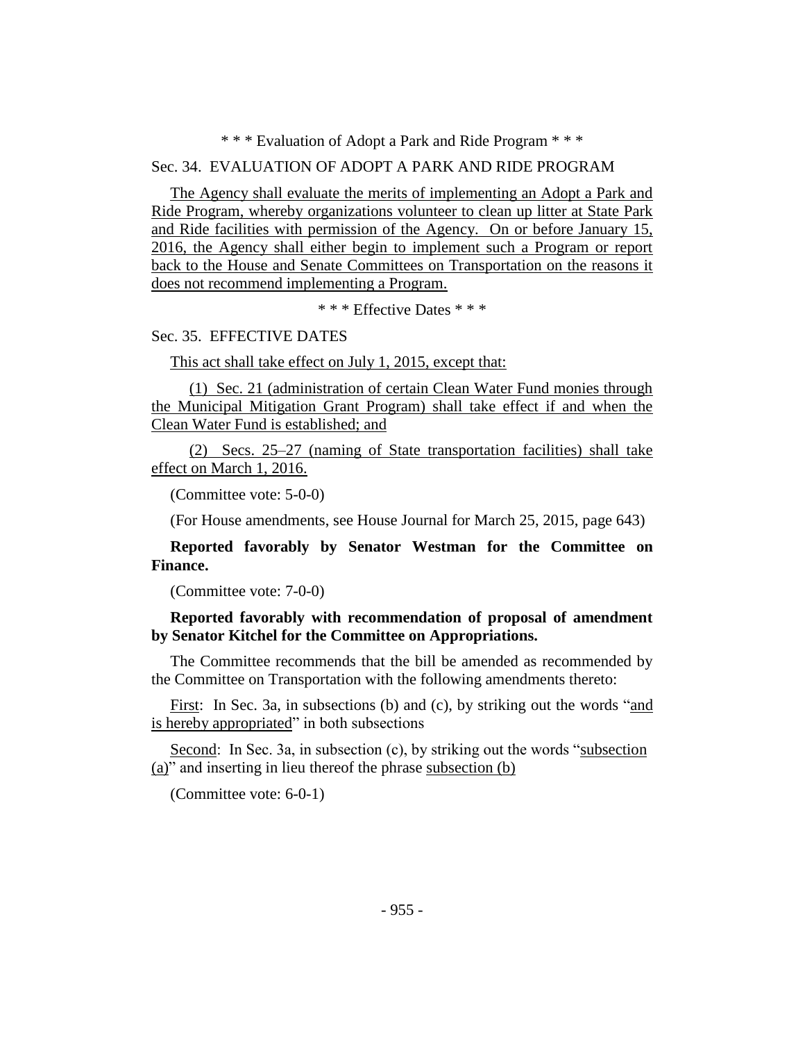\* \* \* Evaluation of Adopt a Park and Ride Program \* \* \*

Sec. 34. EVALUATION OF ADOPT A PARK AND RIDE PROGRAM

The Agency shall evaluate the merits of implementing an Adopt a Park and Ride Program, whereby organizations volunteer to clean up litter at State Park and Ride facilities with permission of the Agency. On or before January 15, 2016, the Agency shall either begin to implement such a Program or report back to the House and Senate Committees on Transportation on the reasons it does not recommend implementing a Program.

\* \* \* Effective Dates \* \* \*

Sec. 35. EFFECTIVE DATES

This act shall take effect on July 1, 2015, except that:

(1) Sec. 21 (administration of certain Clean Water Fund monies through the Municipal Mitigation Grant Program) shall take effect if and when the Clean Water Fund is established; and

(2) Secs. 25–27 (naming of State transportation facilities) shall take effect on March 1, 2016.

(Committee vote: 5-0-0)

(For House amendments, see House Journal for March 25, 2015, page 643)

**Reported favorably by Senator Westman for the Committee on Finance.**

(Committee vote: 7-0-0)

**Reported favorably with recommendation of proposal of amendment by Senator Kitchel for the Committee on Appropriations.**

The Committee recommends that the bill be amended as recommended by the Committee on Transportation with the following amendments thereto:

First: In Sec. 3a, in subsections (b) and (c), by striking out the words "and is hereby appropriated" in both subsections

Second: In Sec. 3a, in subsection (c), by striking out the words "subsection (a)" and inserting in lieu thereof the phrase subsection (b)

(Committee vote: 6-0-1)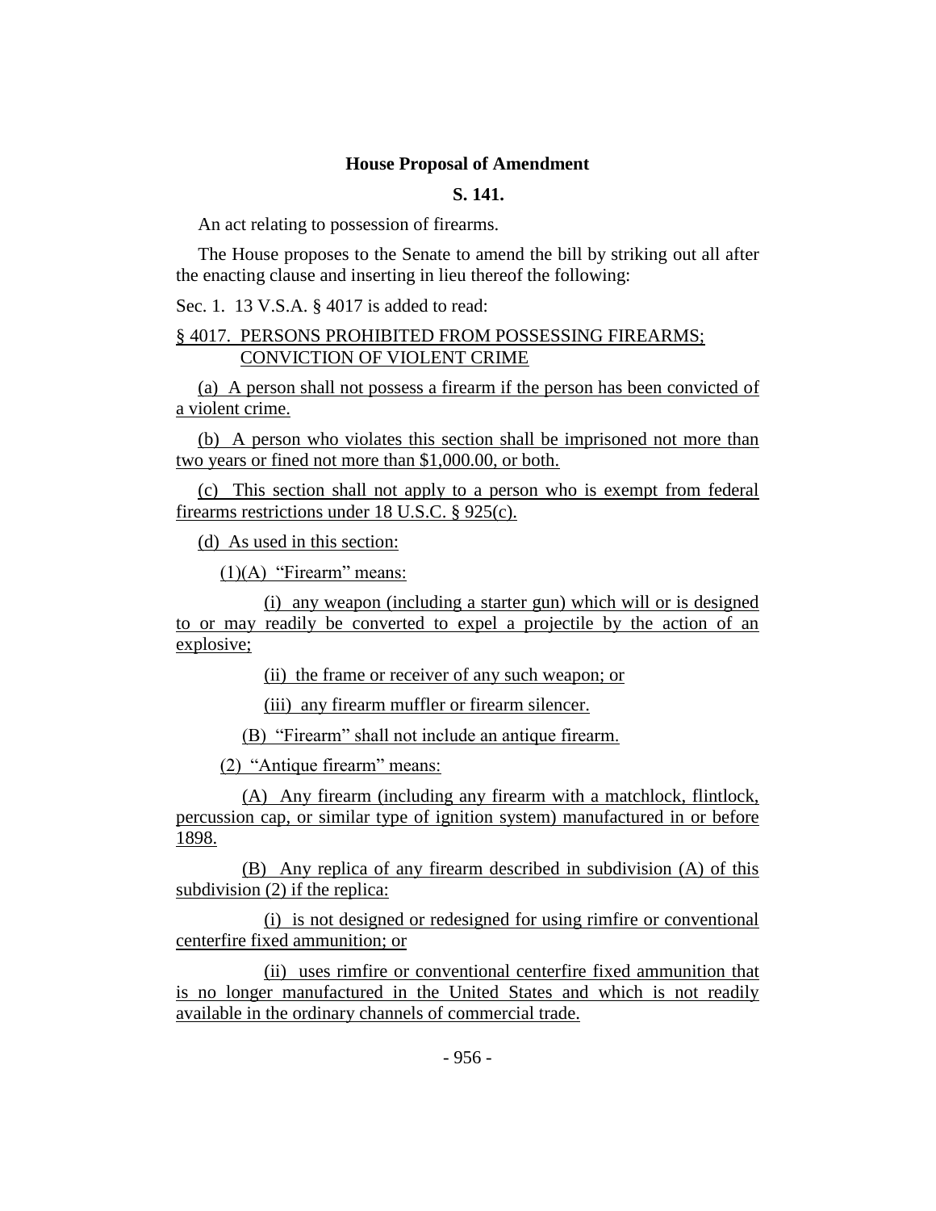**House Proposal of Amendment**

**S. 141.**

An act relating to possession of firearms.

The House proposes to the Senate to amend the bill by striking out all after the enacting clause and inserting in lieu thereof the following:

Sec. 1. 13 V.S.A. § 4017 is added to read:

§ 4017. PERSONS PROHIBITED FROM POSSESSING FIREARMS; CONVICTION OF VIOLENT CRIME

(a) A person shall not possess a firearm if the person has been convicted of a violent crime.

(b) A person who violates this section shall be imprisoned not more than two years or fined not more than $1,000.00, or both.

(c) This section shall not apply to a person who is exempt from federal firearms restrictions under 18 U.S.C. § 925(c).

(d) As used in this section:

(1)(A) "Firearm" means:

(i) any weapon (including a starter gun) which will or is designed to or may readily be converted to expel a projectile by the action of an explosive;

(ii) the frame or receiver of any such weapon; or

(iii) any firearm muffler or firearm silencer.

(B) "Firearm" shall not include an antique firearm.

(2) "Antique firearm" means:

(A) Any firearm (including any firearm with a matchlock, flintlock, percussion cap, or similar type of ignition system) manufactured in or before 1898.

(B) Any replica of any firearm described in subdivision (A) of this subdivision (2) if the replica:

(i) is not designed or redesigned for using rimfire or conventional centerfire fixed ammunition; or

(ii) uses rimfire or conventional centerfire fixed ammunition that is no longer manufactured in the United States and which is not readily available in the ordinary channels of commercial trade.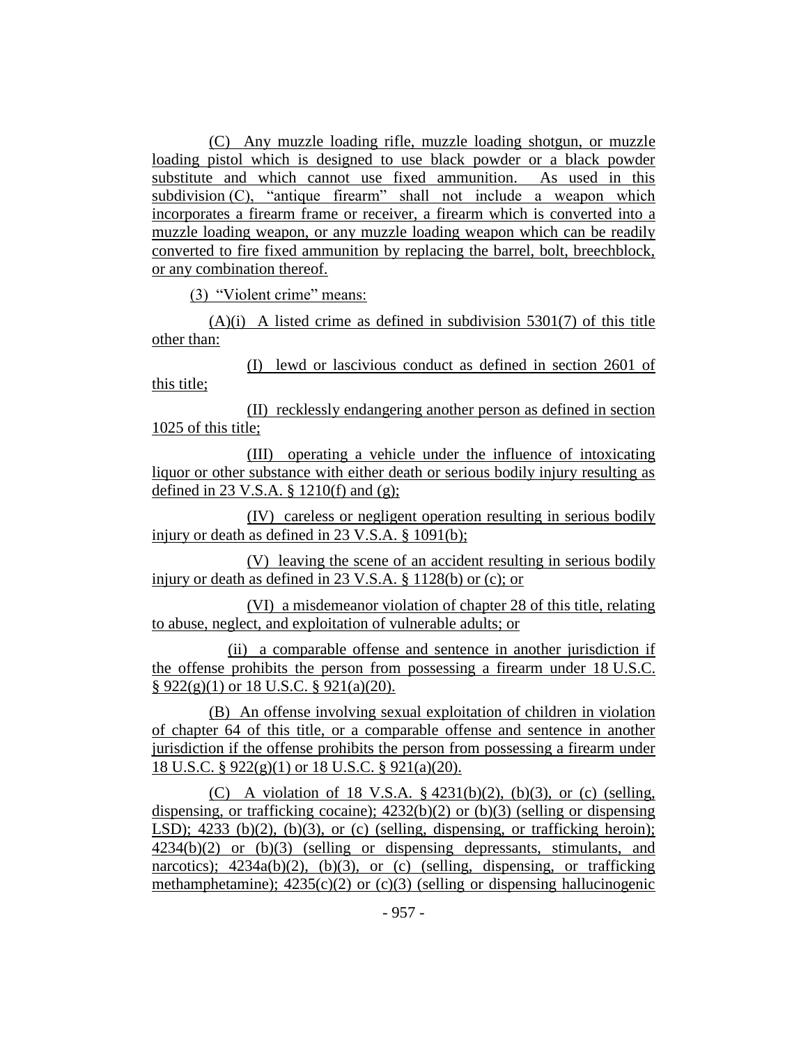(C) Any muzzle loading rifle, muzzle loading shotgun, or muzzle loading pistol which is designed to use black powder or a black powder substitute and which cannot use fixed ammunition. As used in this subdivision (C), "antique firearm" shall not include a weapon which incorporates a firearm frame or receiver, a firearm which is converted into a muzzle loading weapon, or any muzzle loading weapon which can be readily converted to fire fixed ammunition by replacing the barrel, bolt, breechblock, or any combination thereof.

(3) "Violent crime" means:

(A)(i) A listed crime as defined in subdivision 5301(7) of this title other than:

(I) lewd or lascivious conduct as defined in section 2601 of this title;

(II) recklessly endangering another person as defined in section 1025 of this title;

(III) operating a vehicle under the influence of intoxicating liquor or other substance with either death or serious bodily injury resulting as defined in 23 V.S.A. § 1210(f) and (g);

(IV) careless or negligent operation resulting in serious bodily injury or death as defined in 23 V.S.A. § 1091(b);

(V) leaving the scene of an accident resulting in serious bodily injury or death as defined in 23 V.S.A. § 1128(b) or (c); or

(VI) a misdemeanor violation of chapter 28 of this title, relating to abuse, neglect, and exploitation of vulnerable adults; or

(ii) a comparable offense and sentence in another jurisdiction if the offense prohibits the person from possessing a firearm under 18 U.S.C. § 922(g)(1) or 18 U.S.C. § 921(a)(20).

(B) An offense involving sexual exploitation of children in violation of chapter 64 of this title, or a comparable offense and sentence in another jurisdiction if the offense prohibits the person from possessing a firearm under 18 U.S.C. § 922(g)(1) or 18 U.S.C. § 921(a)(20).

(C) A violation of 18 V.S.A. § 4231(b)(2), (b)(3), or (c) (selling, dispensing, or trafficking cocaine); 4232(b)(2) or (b)(3) (selling or dispensing LSD); 4233 (b)(2), (b)(3), or (c) (selling, dispensing, or trafficking heroin); 4234(b)(2) or (b)(3) (selling or dispensing depressants, stimulants, and narcotics); 4234a(b)(2), (b)(3), or (c) (selling, dispensing, or trafficking methamphetamine); 4235(c)(2) or (c)(3) (selling or dispensing hallucinogenic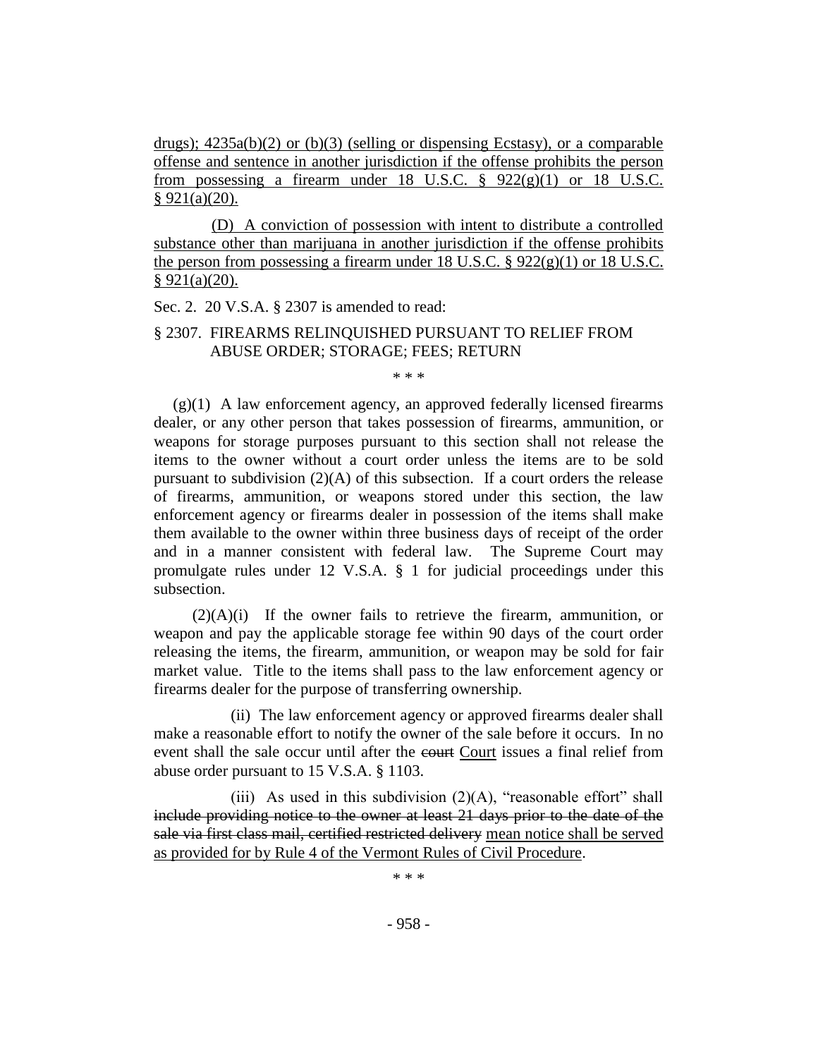drugs); 4235a(b)(2) or (b)(3) (selling or dispensing Ecstasy), or a comparable offense and sentence in another jurisdiction if the offense prohibits the person from possessing a firearm under 18 U.S.C. § 922(g)(1) or 18 U.S.C. § 921(a)(20).

(D) A conviction of possession with intent to distribute a controlled substance other than marijuana in another jurisdiction if the offense prohibits the person from possessing a firearm under 18 U.S.C. § 922(g)(1) or 18 U.S.C. § 921(a)(20).

Sec. 2. 20 V.S.A. § 2307 is amended to read:

§ 2307. FIREARMS RELINQUISHED PURSUANT TO RELIEF FROM ABUSE ORDER; STORAGE; FEES; RETURN

\* \* \*

(g)(1) A law enforcement agency, an approved federally licensed firearms dealer, or any other person that takes possession of firearms, ammunition, or weapons for storage purposes pursuant to this section shall not release the items to the owner without a court order unless the items are to be sold pursuant to subdivision (2)(A) of this subsection. If a court orders the release of firearms, ammunition, or weapons stored under this section, the law enforcement agency or firearms dealer in possession of the items shall make them available to the owner within three business days of receipt of the order and in a manner consistent with federal law. The Supreme Court may promulgate rules under 12 V.S.A. § 1 for judicial proceedings under this subsection.

(2)(A)(i) If the owner fails to retrieve the firearm, ammunition, or weapon and pay the applicable storage fee within 90 days of the court order releasing the items, the firearm, ammunition, or weapon may be sold for fair market value. Title to the items shall pass to the law enforcement agency or firearms dealer for the purpose of transferring ownership.

(ii) The law enforcement agency or approved firearms dealer shall make a reasonable effort to notify the owner of the sale before it occurs. In no event shall the sale occur until after the ~~court~~ Court issues a final relief from abuse order pursuant to 15 V.S.A. § 1103.

(iii) As used in this subdivision (2)(A), "reasonable effort" shall ~~include providing notice to the owner at least 21 days prior to the date of the sale via first class mail, certified restricted delivery~~ mean notice shall be served as provided for by Rule 4 of the Vermont Rules of Civil Procedure.

\* \* \*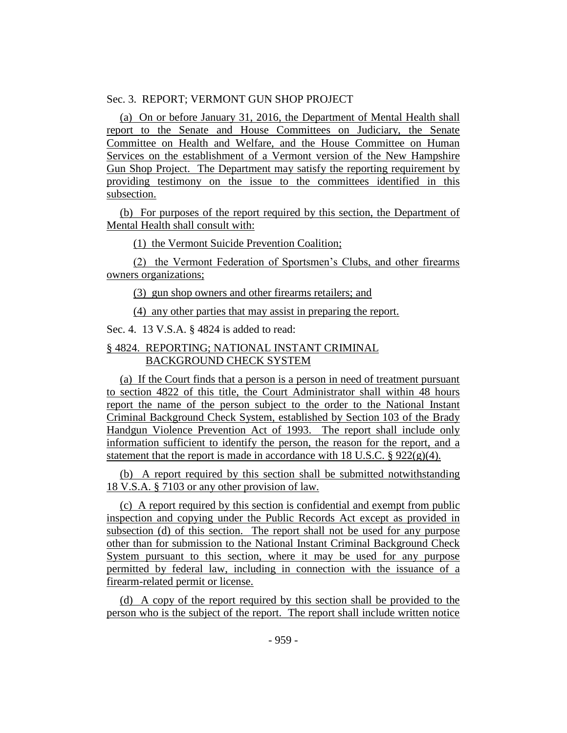Sec. 3. REPORT; VERMONT GUN SHOP PROJECT

(a) On or before January 31, 2016, the Department of Mental Health shall report to the Senate and House Committees on Judiciary, the Senate Committee on Health and Welfare, and the House Committee on Human Services on the establishment of a Vermont version of the New Hampshire Gun Shop Project. The Department may satisfy the reporting requirement by providing testimony on the issue to the committees identified in this subsection.

(b) For purposes of the report required by this section, the Department of Mental Health shall consult with:

(1) the Vermont Suicide Prevention Coalition;

(2) the Vermont Federation of Sportsmen's Clubs, and other firearms owners organizations;

(3) gun shop owners and other firearms retailers; and

(4) any other parties that may assist in preparing the report.

Sec. 4. 13 V.S.A. § 4824 is added to read:

§ 4824. REPORTING; NATIONAL INSTANT CRIMINAL BACKGROUND CHECK SYSTEM

(a) If the Court finds that a person is a person in need of treatment pursuant to section 4822 of this title, the Court Administrator shall within 48 hours report the name of the person subject to the order to the National Instant Criminal Background Check System, established by Section 103 of the Brady Handgun Violence Prevention Act of 1993. The report shall include only information sufficient to identify the person, the reason for the report, and a statement that the report is made in accordance with 18 U.S.C. § 922(g)(4).

(b) A report required by this section shall be submitted notwithstanding 18 V.S.A. § 7103 or any other provision of law.

(c) A report required by this section is confidential and exempt from public inspection and copying under the Public Records Act except as provided in subsection (d) of this section. The report shall not be used for any purpose other than for submission to the National Instant Criminal Background Check System pursuant to this section, where it may be used for any purpose permitted by federal law, including in connection with the issuance of a firearm-related permit or license.

(d) A copy of the report required by this section shall be provided to the person who is the subject of the report. The report shall include written notice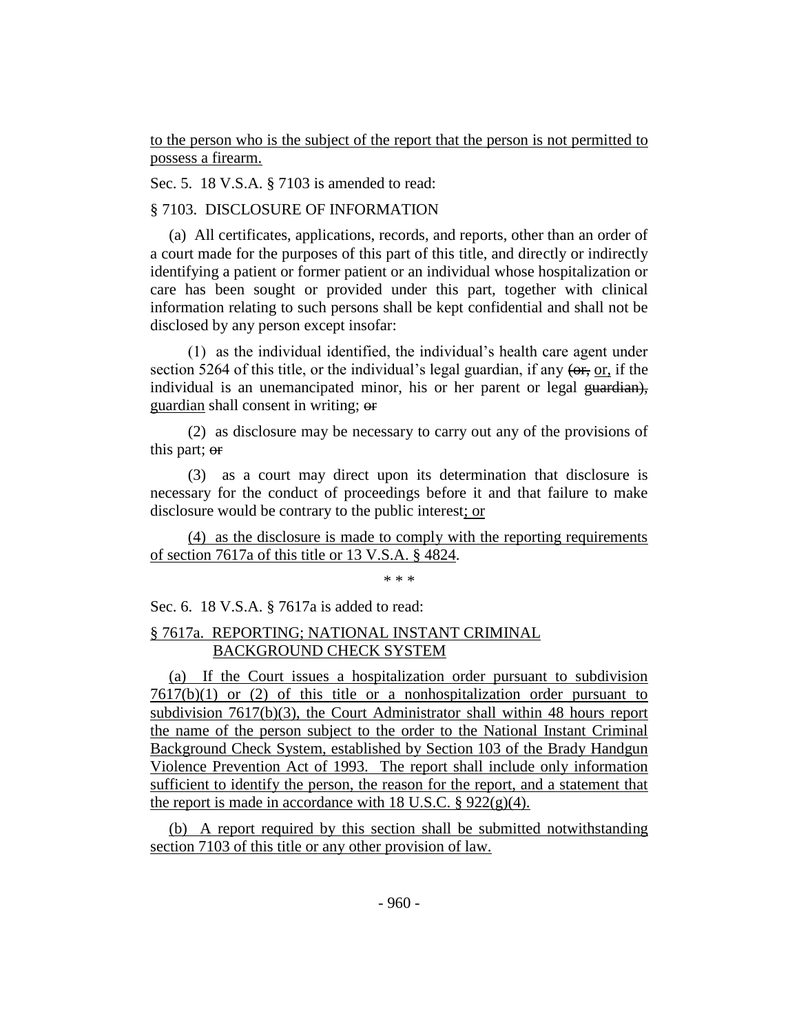to the person who is the subject of the report that the person is not permitted to possess a firearm.

Sec. 5. 18 V.S.A. § 7103 is amended to read:

§ 7103. DISCLOSURE OF INFORMATION

(a) All certificates, applications, records, and reports, other than an order of a court made for the purposes of this part of this title, and directly or indirectly identifying a patient or former patient or an individual whose hospitalization or care has been sought or provided under this part, together with clinical information relating to such persons shall be kept confidential and shall not be disclosed by any person except insofar:

(1) as the individual identified, the individual's health care agent under section 5264 of this title, or the individual's legal guardian, if any ~~(or,~~ or, if the individual is an unemancipated minor, his or her parent or legal ~~guardian),~~ guardian shall consent in writing; ~~or~~

(2) as disclosure may be necessary to carry out any of the provisions of this part; ~~or~~

(3) as a court may direct upon its determination that disclosure is necessary for the conduct of proceedings before it and that failure to make disclosure would be contrary to the public interest; or

(4) as the disclosure is made to comply with the reporting requirements of section 7617a of this title or 13 V.S.A. § 4824.

\* \* \*

Sec. 6. 18 V.S.A. § 7617a is added to read:

§ 7617a. REPORTING; NATIONAL INSTANT CRIMINAL BACKGROUND CHECK SYSTEM

(a) If the Court issues a hospitalization order pursuant to subdivision 7617(b)(1) or (2) of this title or a nonhospitalization order pursuant to subdivision 7617(b)(3), the Court Administrator shall within 48 hours report the name of the person subject to the order to the National Instant Criminal Background Check System, established by Section 103 of the Brady Handgun Violence Prevention Act of 1993. The report shall include only information sufficient to identify the person, the reason for the report, and a statement that the report is made in accordance with 18 U.S.C. § 922(g)(4).

(b) A report required by this section shall be submitted notwithstanding section 7103 of this title or any other provision of law.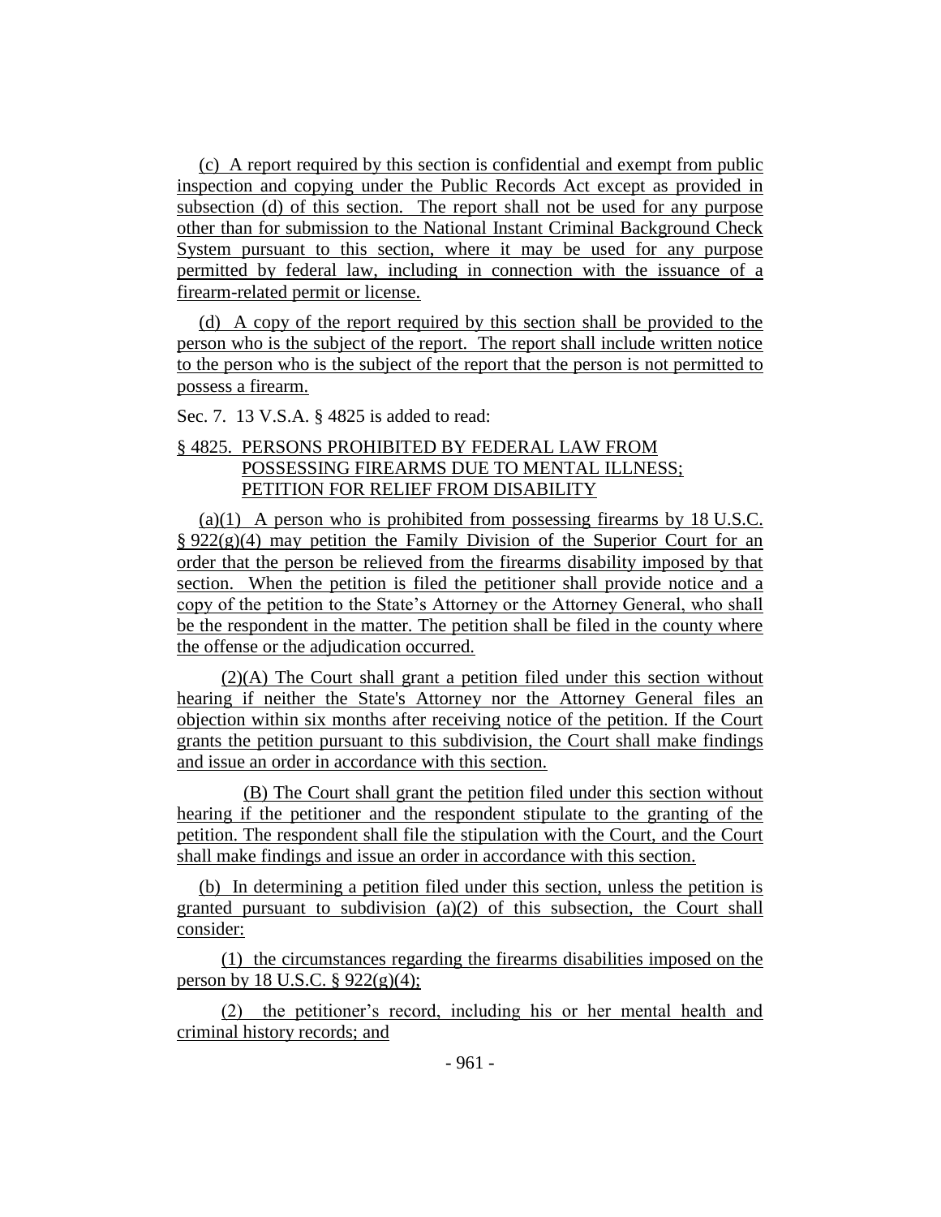(c) A report required by this section is confidential and exempt from public inspection and copying under the Public Records Act except as provided in subsection (d) of this section. The report shall not be used for any purpose other than for submission to the National Instant Criminal Background Check System pursuant to this section, where it may be used for any purpose permitted by federal law, including in connection with the issuance of a firearm-related permit or license.

(d) A copy of the report required by this section shall be provided to the person who is the subject of the report. The report shall include written notice to the person who is the subject of the report that the person is not permitted to possess a firearm.

Sec. 7. 13 V.S.A. § 4825 is added to read:

§ 4825. PERSONS PROHIBITED BY FEDERAL LAW FROM POSSESSING FIREARMS DUE TO MENTAL ILLNESS; PETITION FOR RELIEF FROM DISABILITY

(a)(1) A person who is prohibited from possessing firearms by 18 U.S.C. § 922(g)(4) may petition the Family Division of the Superior Court for an order that the person be relieved from the firearms disability imposed by that section. When the petition is filed the petitioner shall provide notice and a copy of the petition to the State's Attorney or the Attorney General, who shall be the respondent in the matter. The petition shall be filed in the county where the offense or the adjudication occurred.

(2)(A) The Court shall grant a petition filed under this section without hearing if neither the State's Attorney nor the Attorney General files an objection within six months after receiving notice of the petition. If the Court grants the petition pursuant to this subdivision, the Court shall make findings and issue an order in accordance with this section.

(B) The Court shall grant the petition filed under this section without hearing if the petitioner and the respondent stipulate to the granting of the petition. The respondent shall file the stipulation with the Court, and the Court shall make findings and issue an order in accordance with this section.

(b) In determining a petition filed under this section, unless the petition is granted pursuant to subdivision (a)(2) of this subsection, the Court shall consider:

(1) the circumstances regarding the firearms disabilities imposed on the person by 18 U.S.C. § 922(g)(4);

(2) the petitioner's record, including his or her mental health and criminal history records; and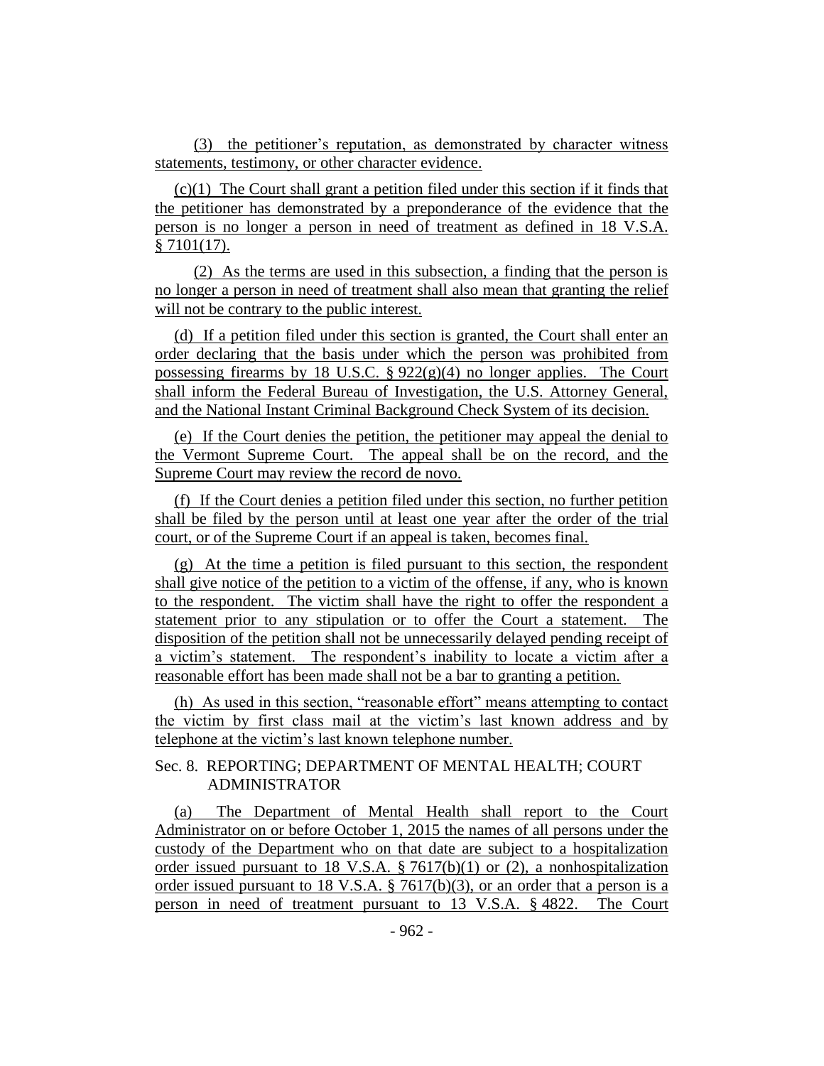(3) the petitioner's reputation, as demonstrated by character witness statements, testimony, or other character evidence.

(c)(1) The Court shall grant a petition filed under this section if it finds that the petitioner has demonstrated by a preponderance of the evidence that the person is no longer a person in need of treatment as defined in 18 V.S.A. § 7101(17).

(2) As the terms are used in this subsection, a finding that the person is no longer a person in need of treatment shall also mean that granting the relief will not be contrary to the public interest.

(d) If a petition filed under this section is granted, the Court shall enter an order declaring that the basis under which the person was prohibited from possessing firearms by 18 U.S.C. § 922(g)(4) no longer applies. The Court shall inform the Federal Bureau of Investigation, the U.S. Attorney General, and the National Instant Criminal Background Check System of its decision.

(e) If the Court denies the petition, the petitioner may appeal the denial to the Vermont Supreme Court. The appeal shall be on the record, and the Supreme Court may review the record de novo.

(f) If the Court denies a petition filed under this section, no further petition shall be filed by the person until at least one year after the order of the trial court, or of the Supreme Court if an appeal is taken, becomes final.

(g) At the time a petition is filed pursuant to this section, the respondent shall give notice of the petition to a victim of the offense, if any, who is known to the respondent. The victim shall have the right to offer the respondent a statement prior to any stipulation or to offer the Court a statement. The disposition of the petition shall not be unnecessarily delayed pending receipt of a victim's statement. The respondent's inability to locate a victim after a reasonable effort has been made shall not be a bar to granting a petition.

(h) As used in this section, "reasonable effort" means attempting to contact the victim by first class mail at the victim's last known address and by telephone at the victim's last known telephone number.

Sec. 8. REPORTING; DEPARTMENT OF MENTAL HEALTH; COURT ADMINISTRATOR

(a) The Department of Mental Health shall report to the Court Administrator on or before October 1, 2015 the names of all persons under the custody of the Department who on that date are subject to a hospitalization order issued pursuant to 18 V.S.A. § 7617(b)(1) or (2), a nonhospitalization order issued pursuant to 18 V.S.A. § 7617(b)(3), or an order that a person is a person in need of treatment pursuant to 13 V.S.A. § 4822. The Court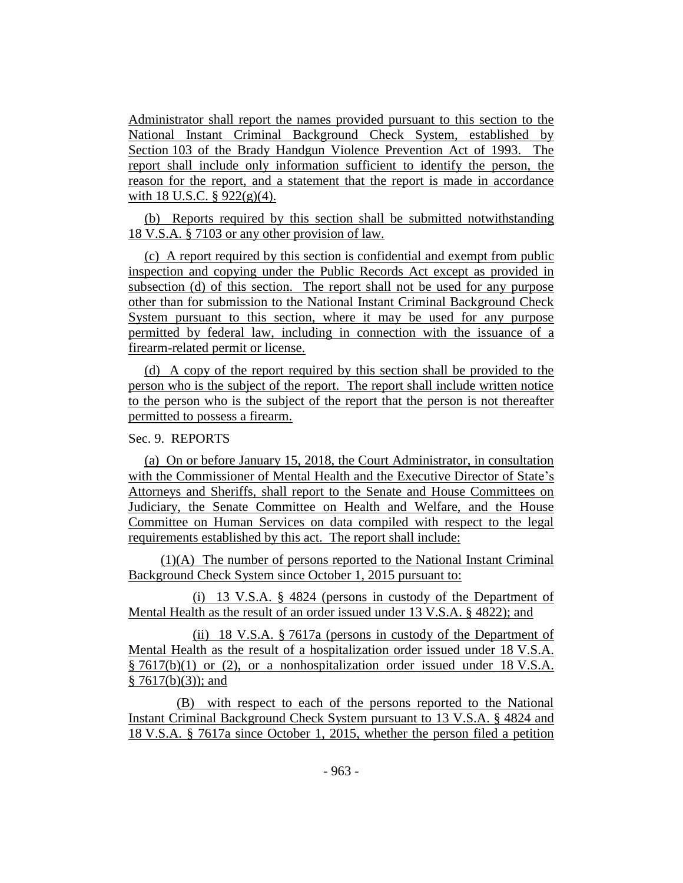Administrator shall report the names provided pursuant to this section to the National Instant Criminal Background Check System, established by Section 103 of the Brady Handgun Violence Prevention Act of 1993. The report shall include only information sufficient to identify the person, the reason for the report, and a statement that the report is made in accordance with 18 U.S.C. § 922(g)(4).

(b) Reports required by this section shall be submitted notwithstanding 18 V.S.A. § 7103 or any other provision of law.

(c) A report required by this section is confidential and exempt from public inspection and copying under the Public Records Act except as provided in subsection (d) of this section. The report shall not be used for any purpose other than for submission to the National Instant Criminal Background Check System pursuant to this section, where it may be used for any purpose permitted by federal law, including in connection with the issuance of a firearm-related permit or license.

(d) A copy of the report required by this section shall be provided to the person who is the subject of the report. The report shall include written notice to the person who is the subject of the report that the person is not thereafter permitted to possess a firearm.

Sec. 9. REPORTS

(a) On or before January 15, 2018, the Court Administrator, in consultation with the Commissioner of Mental Health and the Executive Director of State's Attorneys and Sheriffs, shall report to the Senate and House Committees on Judiciary, the Senate Committee on Health and Welfare, and the House Committee on Human Services on data compiled with respect to the legal requirements established by this act. The report shall include:

(1)(A) The number of persons reported to the National Instant Criminal Background Check System since October 1, 2015 pursuant to:

(i) 13 V.S.A. § 4824 (persons in custody of the Department of Mental Health as the result of an order issued under 13 V.S.A. § 4822); and

(ii) 18 V.S.A. § 7617a (persons in custody of the Department of Mental Health as the result of a hospitalization order issued under 18 V.S.A. § 7617(b)(1) or (2), or a nonhospitalization order issued under 18 V.S.A. § 7617(b)(3)); and

(B) with respect to each of the persons reported to the National Instant Criminal Background Check System pursuant to 13 V.S.A. § 4824 and 18 V.S.A. § 7617a since October 1, 2015, whether the person filed a petition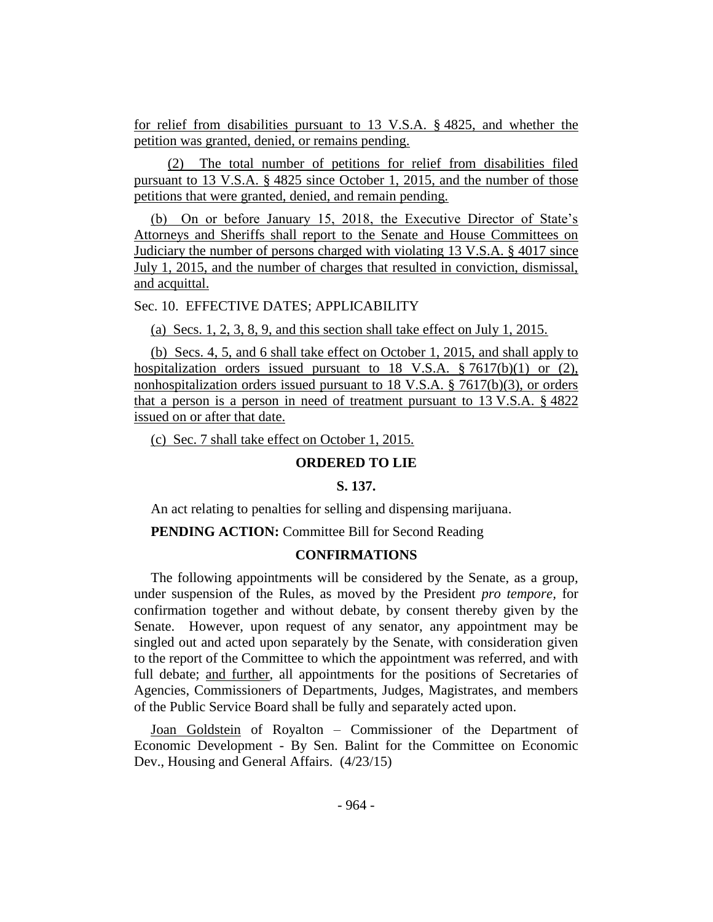for relief from disabilities pursuant to 13 V.S.A. § 4825, and whether the petition was granted, denied, or remains pending.

(2) The total number of petitions for relief from disabilities filed pursuant to 13 V.S.A. § 4825 since October 1, 2015, and the number of those petitions that were granted, denied, and remain pending.

(b) On or before January 15, 2018, the Executive Director of State's Attorneys and Sheriffs shall report to the Senate and House Committees on Judiciary the number of persons charged with violating 13 V.S.A. § 4017 since July 1, 2015, and the number of charges that resulted in conviction, dismissal, and acquittal.

Sec. 10. EFFECTIVE DATES; APPLICABILITY

(a) Secs. 1, 2, 3, 8, 9, and this section shall take effect on July 1, 2015.

(b) Secs. 4, 5, and 6 shall take effect on October 1, 2015, and shall apply to hospitalization orders issued pursuant to 18 V.S.A. § 7617(b)(1) or (2), nonhospitalization orders issued pursuant to 18 V.S.A. § 7617(b)(3), or orders that a person is a person in need of treatment pursuant to 13 V.S.A. § 4822 issued on or after that date.

(c) Sec. 7 shall take effect on October 1, 2015.

## ORDERED TO LIE

### S. 137.

An act relating to penalties for selling and dispensing marijuana.

**PENDING ACTION:** Committee Bill for Second Reading

## CONFIRMATIONS

The following appointments will be considered by the Senate, as a group, under suspension of the Rules, as moved by the President *pro tempore,* for confirmation together and without debate, by consent thereby given by the Senate. However, upon request of any senator, any appointment may be singled out and acted upon separately by the Senate, with consideration given to the report of the Committee to which the appointment was referred, and with full debate; and further, all appointments for the positions of Secretaries of Agencies, Commissioners of Departments, Judges, Magistrates, and members of the Public Service Board shall be fully and separately acted upon.

Joan Goldstein of Royalton – Commissioner of the Department of Economic Development - By Sen. Balint for the Committee on Economic Dev., Housing and General Affairs. (4/23/15)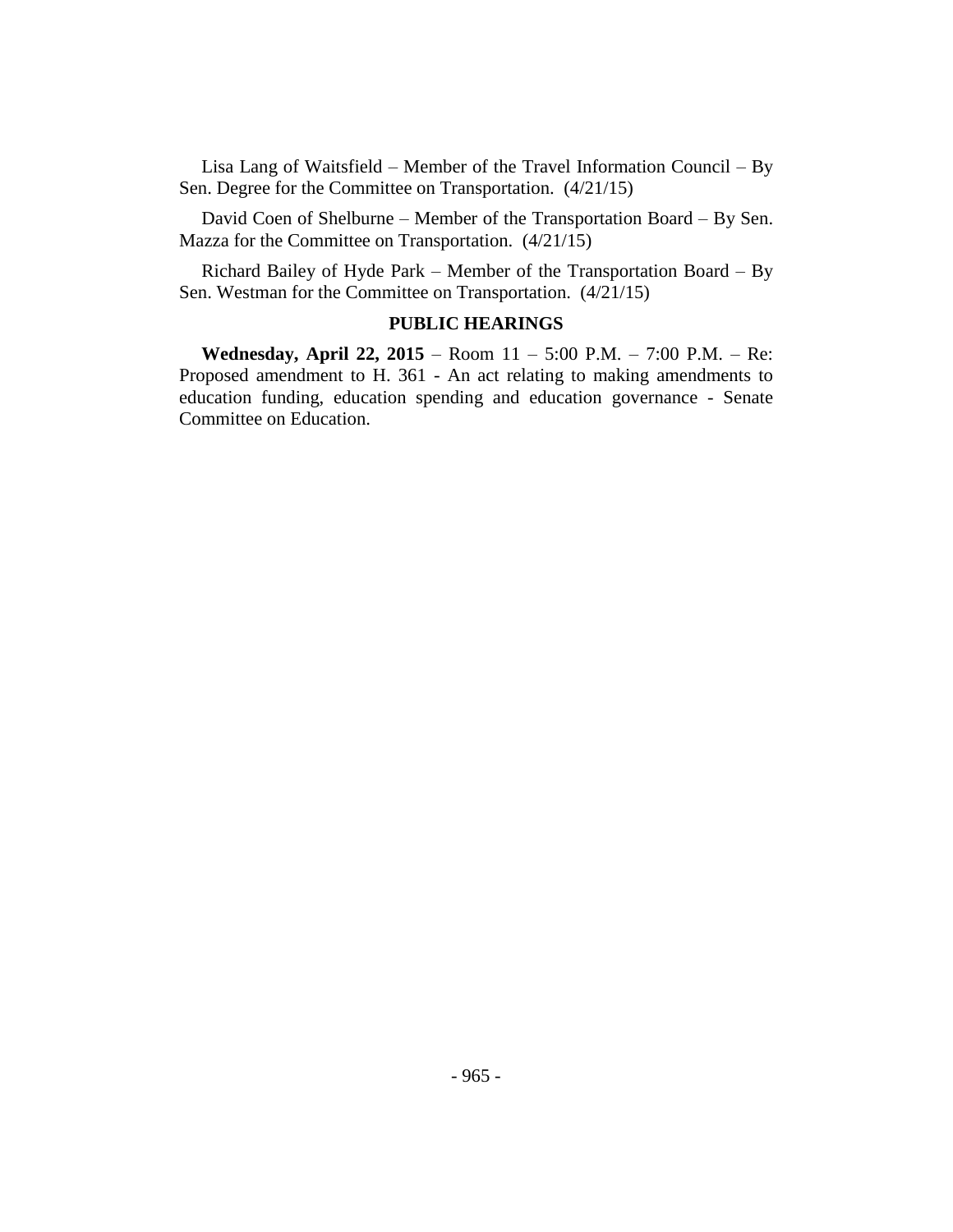Lisa Lang of Waitsfield – Member of the Travel Information Council – By Sen. Degree for the Committee on Transportation. (4/21/15)

David Coen of Shelburne – Member of the Transportation Board – By Sen. Mazza for the Committee on Transportation. (4/21/15)

Richard Bailey of Hyde Park – Member of the Transportation Board – By Sen. Westman for the Committee on Transportation. (4/21/15)

## PUBLIC HEARINGS

**Wednesday, April 22, 2015** – Room 11 – 5:00 P.M. – 7:00 P.M. – Re: Proposed amendment to H. 361 - An act relating to making amendments to education funding, education spending and education governance - Senate Committee on Education.